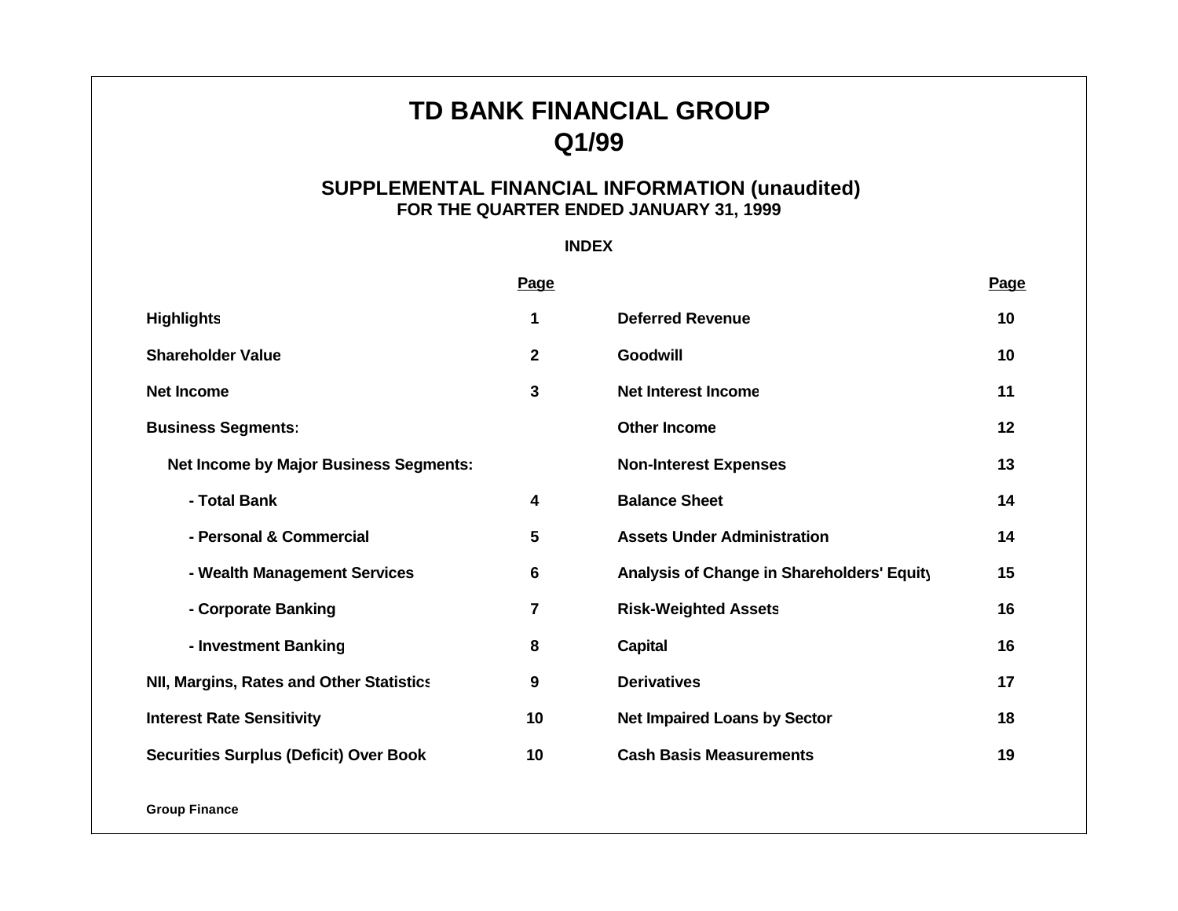# TD BANK FINANCIAL GROUP
# Q1/99

## SUPPLEMENTAL FINANCIAL INFORMATION (unaudited)
### FOR THE QUARTER ENDED JANUARY 31, 1999

**INDEX**

| | Page | | Page |
|---|---|---|---|
| **Highlights** | 1 | **Deferred Revenue** | 10 |
| **Shareholder Value** | 2 | **Goodwill** | 10 |
| **Net Income** | 3 | **Net Interest Income** | 11 |
| **Business Segments:** | | **Other Income** | 12 |
| **Net Income by Major Business Segments:** | | **Non-Interest Expenses** | 13 |
| **- Total Bank** | 4 | **Balance Sheet** | 14 |
| **- Personal & Commercial** | 5 | **Assets Under Administration** | 14 |
| **- Wealth Management Services** | 6 | **Analysis of Change in Shareholders' Equity** | 15 |
| **- Corporate Banking** | 7 | **Risk-Weighted Assets** | 16 |
| **- Investment Banking** | 8 | **Capital** | 16 |
| **NII, Margins, Rates and Other Statistics** | 9 | **Derivatives** | 17 |
| **Interest Rate Sensitivity** | 10 | **Net Impaired Loans by Sector** | 18 |
| **Securities Surplus (Deficit) Over Book** | 10 | **Cash Basis Measurements** | 19 |

**Group Finance**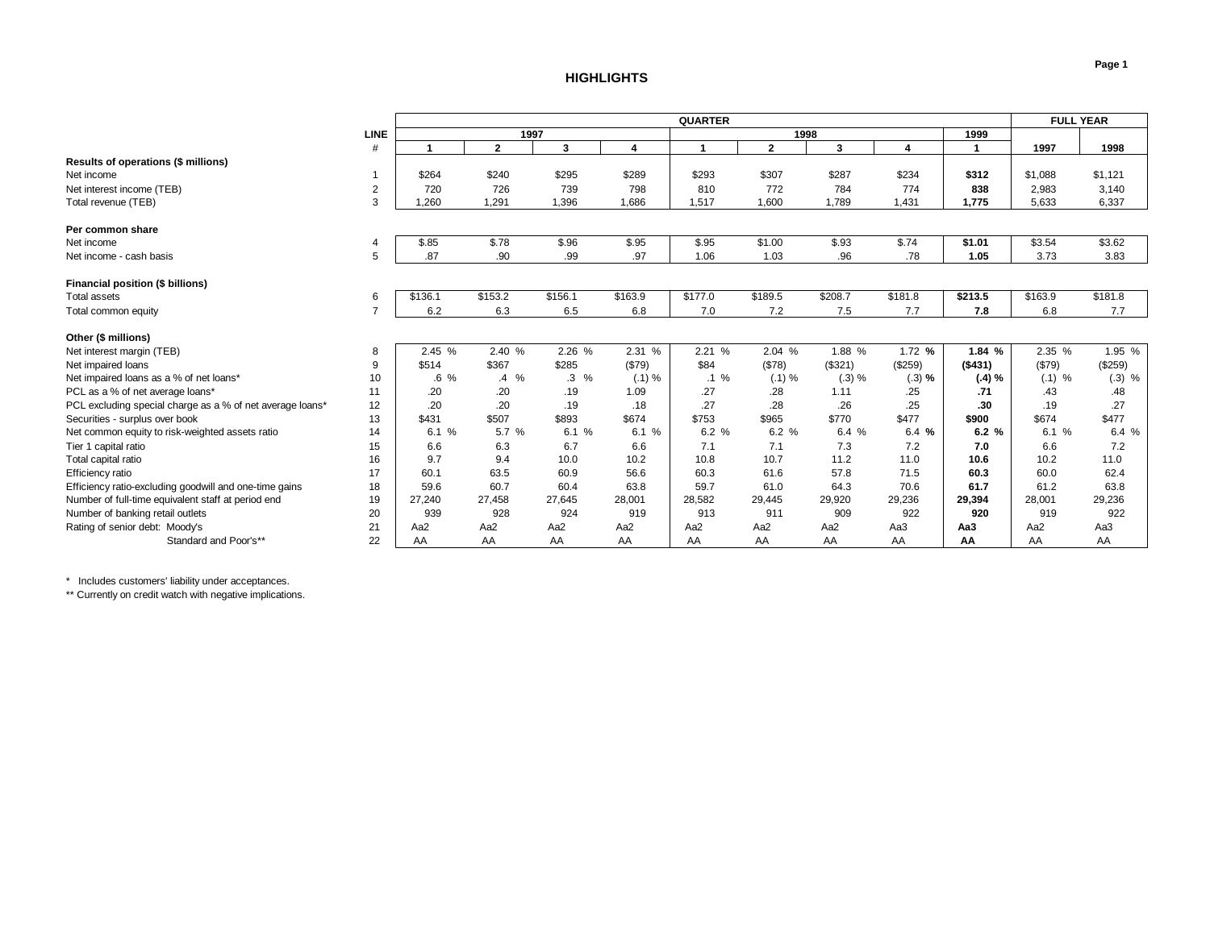## HIGHLIGHTS

| | LINE # | QUARTER 1997 Q1 | 1997 Q2 | 1997 Q3 | 1997 Q4 | 1998 Q1 | 1998 Q2 | 1998 Q3 | 1998 Q4 | 1999 Q1 | FULL YEAR 1997 | FULL YEAR 1998 |
|---|---|---|---|---|---|---|---|---|---|---|---|---|
| **Results of operations ($ millions)** | | | | | | | | | | | | |
| Net income | 1 | $264 | $240 | $295 | $289 | $293 | $307 | $287 | $234 | **$312** | $1,088 | $1,121 |
| Net interest income (TEB) | 2 | 720 | 726 | 739 | 798 | 810 | 772 | 784 | 774 | **838** | 2,983 | 3,140 |
| Total revenue (TEB) | 3 | 1,260 | 1,291 | 1,396 | 1,686 | 1,517 | 1,600 | 1,789 | 1,431 | **1,775** | 5,633 | 6,337 |
| **Per common share** | | | | | | | | | | | | |
| Net income | 4 | $.85 | $.78 | $.96 | $.95 | $.95 | $1.00 | $.93 | $.74 | **$1.01** | $3.54 | $3.62 |
| Net income - cash basis | 5 | .87 | .90 | .99 | .97 | 1.06 | 1.03 | .96 | .78 | **1.05** | 3.73 | 3.83 |
| **Financial position ($ billions)** | | | | | | | | | | | | |
| Total assets | 6 | $136.1 | $153.2 | $156.1 | $163.9 | $177.0 | $189.5 | $208.7 | $181.8 | **$213.5** | $163.9 | $181.8 |
| Total common equity | 7 | 6.2 | 6.3 | 6.5 | 6.8 | 7.0 | 7.2 | 7.5 | 7.7 | **7.8** | 6.8 | 7.7 |
| **Other ($ millions)** | | | | | | | | | | | | |
| Net interest margin (TEB) | 8 | 2.45 % | 2.40 % | 2.26 % | 2.31 % | 2.21 % | 2.04 % | 1.88 % | 1.72 % | **1.84 %** | 2.35 % | 1.95 % |
| Net impaired loans | 9 | $514 | $367 | $285 | ($79) | $84 | ($78) | ($321) | ($259) | **($431)** | ($79) | ($259) |
| Net impaired loans as a % of net loans* | 10 | .6 % | .4 % | .3 % | (.1) % | .1 % | (.1) % | (.3) % | (.3) % | **(.4) %** | (.1) % | (.3) % |
| PCL as a % of net average loans* | 11 | .20 | .20 | .19 | 1.09 | .27 | .28 | 1.11 | .25 | **.71** | .43 | .48 |
| PCL excluding special charge as a % of net average loans* | 12 | .20 | .20 | .19 | .18 | .27 | .28 | .26 | .25 | **.30** | .19 | .27 |
| Securities - surplus over book | 13 | $431 | $507 | $893 | $674 | $753 | $965 | $770 | $477 | **$900** | $674 | $477 |
| Net common equity to risk-weighted assets ratio | 14 | 6.1 % | 5.7 % | 6.1 % | 6.1 % | 6.2 % | 6.2 % | 6.4 % | 6.4 % | **6.2 %** | 6.1 % | 6.4 % |
| Tier 1 capital ratio | 15 | 6.6 | 6.3 | 6.7 | 6.6 | 7.1 | 7.1 | 7.3 | 7.2 | **7.0** | 6.6 | 7.2 |
| Total capital ratio | 16 | 9.7 | 9.4 | 10.0 | 10.2 | 10.8 | 10.7 | 11.2 | 11.0 | **10.6** | 10.2 | 11.0 |
| Efficiency ratio | 17 | 60.1 | 63.5 | 60.9 | 56.6 | 60.3 | 61.6 | 57.8 | 71.5 | **60.3** | 60.0 | 62.4 |
| Efficiency ratio-excluding goodwill and one-time gains | 18 | 59.6 | 60.7 | 60.4 | 63.8 | 59.7 | 61.0 | 64.3 | 70.6 | **61.7** | 61.2 | 63.8 |
| Number of full-time equivalent staff at period end | 19 | 27,240 | 27,458 | 27,645 | 28,001 | 28,582 | 29,445 | 29,920 | 29,236 | **29,394** | 28,001 | 29,236 |
| Number of banking retail outlets | 20 | 939 | 928 | 924 | 919 | 913 | 911 | 909 | 922 | **920** | 919 | 922 |
| Rating of senior debt: Moody's | 21 | Aa2 | Aa2 | Aa2 | Aa2 | Aa2 | Aa2 | Aa2 | Aa3 | **Aa3** | Aa2 | Aa3 |
| Standard and Poor's** | 22 | AA | AA | AA | AA | AA | AA | AA | AA | **AA** | AA | AA |

\* Includes customers' liability under acceptances.

** Currently on credit watch with negative implications.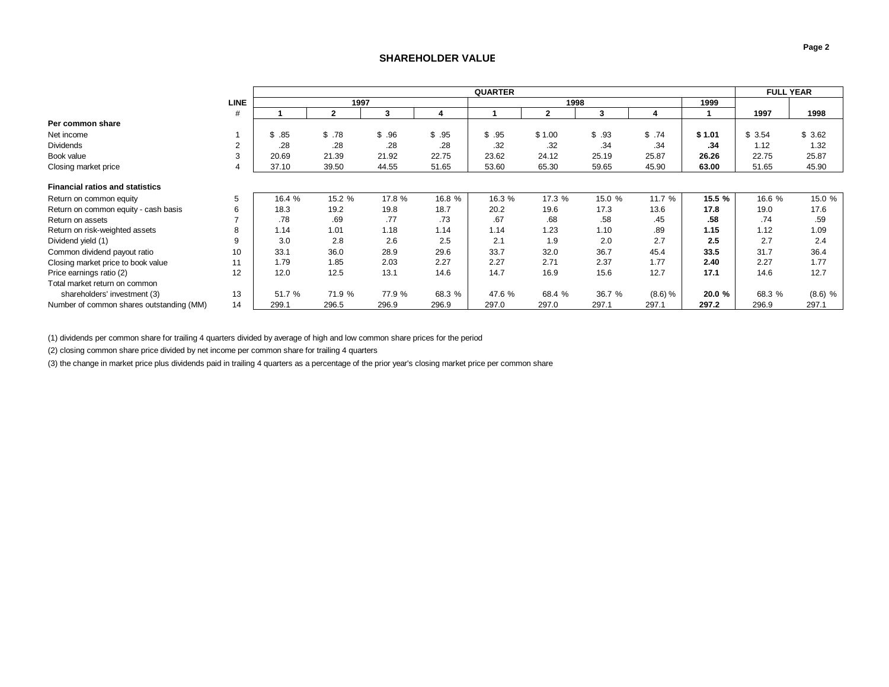## SHAREHOLDER VALUE

| | LINE | QUARTER | | | | | | | | | FULL YEAR | |
|---|---|---|---|---|---|---|---|---|---|---|---|---|
| | | 1997 | | | | 1998 | | | | 1999 | | |
| | # | 1 | 2 | 3 | 4 | 1 | 2 | 3 | 4 | 1 | 1997 | 1998 |
| **Per common share** | | | | | | | | | | | | |
| Net income | 1 | $ .85 | $ .78 | $ .96 | $ .95 | $ .95 | $ 1.00 | $ .93 | $ .74 | **$ 1.01** | $ 3.54 | $ 3.62 |
| Dividends | 2 | .28 | .28 | .28 | .28 | .32 | .32 | .34 | .34 | **.34** | 1.12 | 1.32 |
| Book value | 3 | 20.69 | 21.39 | 21.92 | 22.75 | 23.62 | 24.12 | 25.19 | 25.87 | **26.26** | 22.75 | 25.87 |
| Closing market price | 4 | 37.10 | 39.50 | 44.55 | 51.65 | 53.60 | 65.30 | 59.65 | 45.90 | **63.00** | 51.65 | 45.90 |
| **Financial ratios and statistics** | | | | | | | | | | | | |
| Return on common equity | 5 | 16.4 % | 15.2 % | 17.8 % | 16.8 % | 16.3 % | 17.3 % | 15.0 % | 11.7 % | **15.5 %** | 16.6 % | 15.0 % |
| Return on common equity - cash basis | 6 | 18.3 | 19.2 | 19.8 | 18.7 | 20.2 | 19.6 | 17.3 | 13.6 | **17.8** | 19.0 | 17.6 |
| Return on assets | 7 | .78 | .69 | .77 | .73 | .67 | .68 | .58 | .45 | **.58** | .74 | .59 |
| Return on risk-weighted assets | 8 | 1.14 | 1.01 | 1.18 | 1.14 | 1.14 | 1.23 | 1.10 | .89 | **1.15** | 1.12 | 1.09 |
| Dividend yield (1) | 9 | 3.0 | 2.8 | 2.6 | 2.5 | 2.1 | 1.9 | 2.0 | 2.7 | **2.5** | 2.7 | 2.4 |
| Common dividend payout ratio | 10 | 33.1 | 36.0 | 28.9 | 29.6 | 33.7 | 32.0 | 36.7 | 45.4 | **33.5** | 31.7 | 36.4 |
| Closing market price to book value | 11 | 1.79 | 1.85 | 2.03 | 2.27 | 2.27 | 2.71 | 2.37 | 1.77 | **2.40** | 2.27 | 1.77 |
| Price earnings ratio (2) | 12 | 12.0 | 12.5 | 13.1 | 14.6 | 14.7 | 16.9 | 15.6 | 12.7 | **17.1** | 14.6 | 12.7 |
| Total market return on common shareholders' investment (3) | 13 | 51.7 % | 71.9 % | 77.9 % | 68.3 % | 47.6 % | 68.4 % | 36.7 % | (8.6) % | **20.0 %** | 68.3 % | (8.6) % |
| Number of common shares outstanding (MM) | 14 | 299.1 | 296.5 | 296.9 | 296.9 | 297.0 | 297.0 | 297.1 | 297.1 | **297.2** | 296.9 | 297.1 |

(1) dividends per common share for trailing 4 quarters divided by average of high and low common share prices for the period

(2) closing common share price divided by net income per common share for trailing 4 quarters

(3) the change in market price plus dividends paid in trailing 4 quarters as a percentage of the prior year's closing market price per common share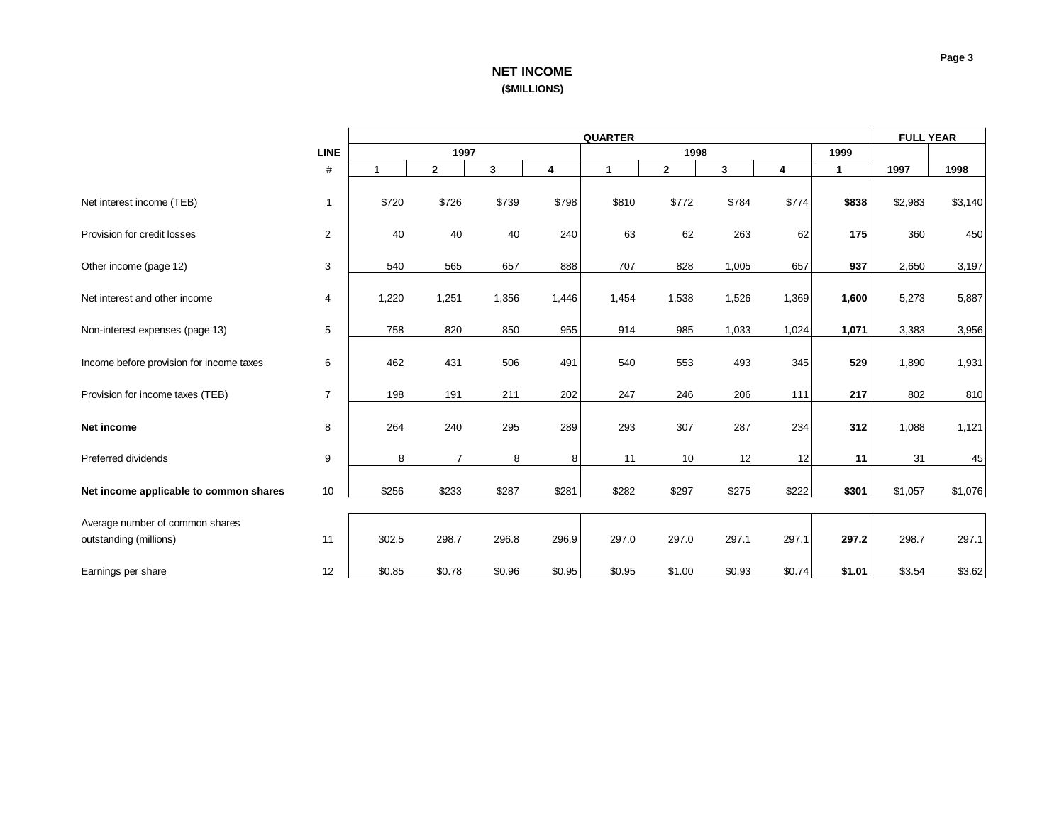# NET INCOME

**($MILLIONS)**

| | LINE | QUARTER | | | | | | | | | FULL YEAR | |
|---|---|---|---|---|---|---|---|---|---|---|---|---|
| | | 1997 | | | | 1998 | | | | 1999 | | |
| | # | 1 | 2 | 3 | 4 | 1 | 2 | 3 | 4 | 1 | 1997 | 1998 |
| Net interest income (TEB) | 1 | $720 | $726 | $739 | $798 | $810 | $772 | $784 | $774 | **$838** | $2,983 | $3,140 |
| Provision for credit losses | 2 | 40 | 40 | 40 | 240 | 63 | 62 | 263 | 62 | **175** | 360 | 450 |
| Other income (page 12) | 3 | 540 | 565 | 657 | 888 | 707 | 828 | 1,005 | 657 | **937** | 2,650 | 3,197 |
| Net interest and other income | 4 | 1,220 | 1,251 | 1,356 | 1,446 | 1,454 | 1,538 | 1,526 | 1,369 | **1,600** | 5,273 | 5,887 |
| Non-interest expenses (page 13) | 5 | 758 | 820 | 850 | 955 | 914 | 985 | 1,033 | 1,024 | **1,071** | 3,383 | 3,956 |
| Income before provision for income taxes | 6 | 462 | 431 | 506 | 491 | 540 | 553 | 493 | 345 | **529** | 1,890 | 1,931 |
| Provision for income taxes (TEB) | 7 | 198 | 191 | 211 | 202 | 247 | 246 | 206 | 111 | **217** | 802 | 810 |
| **Net income** | 8 | 264 | 240 | 295 | 289 | 293 | 307 | 287 | 234 | **312** | 1,088 | 1,121 |
| Preferred dividends | 9 | 8 | 7 | 8 | 8 | 11 | 10 | 12 | 12 | **11** | 31 | 45 |
| **Net income applicable to common shares** | 10 | $256 | $233 | $287 | $281 | $282 | $297 | $275 | $222 | **$301** | $1,057 | $1,076 |
| Average number of common shares outstanding (millions) | 11 | 302.5 | 298.7 | 296.8 | 296.9 | 297.0 | 297.0 | 297.1 | 297.1 | **297.2** | 298.7 | 297.1 |
| Earnings per share | 12 | $0.85 | $0.78 | $0.96 | $0.95 | $0.95 | $1.00 | $0.93 | $0.74 | **$1.01** | $3.54 | $3.62 |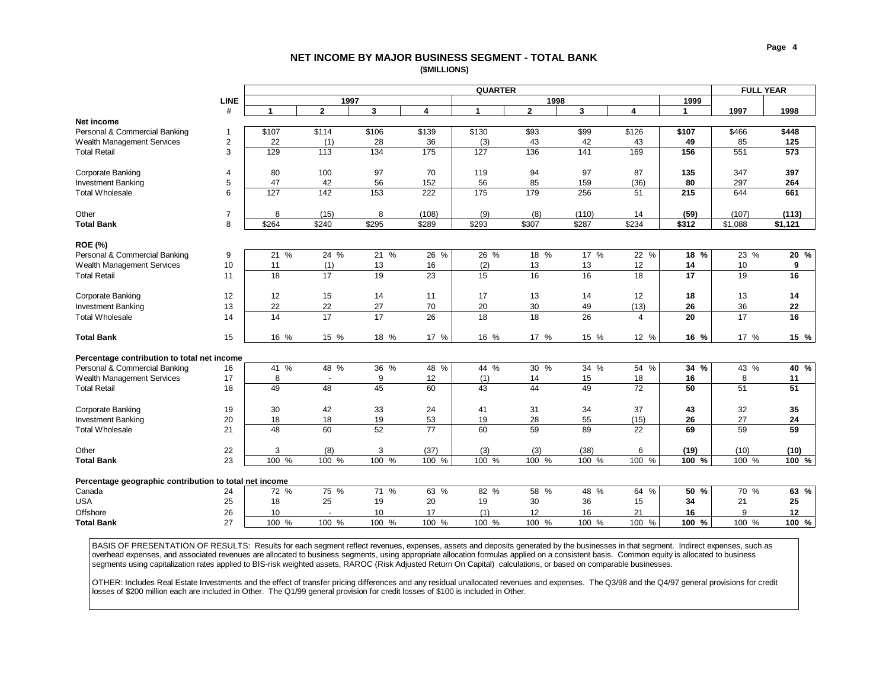# NET INCOME BY MAJOR BUSINESS SEGMENT - TOTAL BANK

**($MILLIONS)**

| | LINE | QUARTER | | | | | | | | | FULL YEAR | |
|---|---|---|---|---|---|---|---|---|---|---|---|---|
| | | 1997 | | | | 1998 | | | | 1999 | | |
| | # | 1 | 2 | 3 | 4 | 1 | 2 | 3 | 4 | 1 | 1997 | 1998 |
| **Net income** | | | | | | | | | | | | |
| Personal & Commercial Banking | 1 | $107 | $114 | $106 | $139 | $130 | $93 | $99 | $126 | **$107** | $466 | **$448** |
| Wealth Management Services | 2 | 22 | (1) | 28 | 36 | (3) | 43 | 42 | 43 | **49** | 85 | **125** |
| Total Retail | 3 | 129 | 113 | 134 | 175 | 127 | 136 | 141 | 169 | **156** | 551 | **573** |
| Corporate Banking | 4 | 80 | 100 | 97 | 70 | 119 | 94 | 97 | 87 | **135** | 347 | **397** |
| Investment Banking | 5 | 47 | 42 | 56 | 152 | 56 | 85 | 159 | (36) | **80** | 297 | **264** |
| Total Wholesale | 6 | 127 | 142 | 153 | 222 | 175 | 179 | 256 | 51 | **215** | 644 | **661** |
| Other | 7 | 8 | (15) | 8 | (108) | (9) | (8) | (110) | 14 | **(59)** | (107) | **(113)** |
| **Total Bank** | 8 | $264 | $240 | $295 | $289 | $293 | $307 | $287 | $234 | **$312** | $1,088 | **$1,121** |
| **ROE (%)** | | | | | | | | | | | | |
| Personal & Commercial Banking | 9 | 21 % | 24 % | 21 % | 26 % | 26 % | 18 % | 17 % | 22 % | **18 %** | 23 % | **20 %** |
| Wealth Management Services | 10 | 11 | (1) | 13 | 16 | (2) | 13 | 13 | 12 | **14** | 10 | **9** |
| Total Retail | 11 | 18 | 17 | 19 | 23 | 15 | 16 | 16 | 18 | **17** | 19 | **16** |
| Corporate Banking | 12 | 12 | 15 | 14 | 11 | 17 | 13 | 14 | 12 | **18** | 13 | **14** |
| Investment Banking | 13 | 22 | 22 | 27 | 70 | 20 | 30 | 49 | (13) | **26** | 36 | **22** |
| Total Wholesale | 14 | 14 | 17 | 17 | 26 | 18 | 18 | 26 | 4 | **20** | 17 | **16** |
| **Total Bank** | 15 | 16 % | 15 % | 18 % | 17 % | 16 % | 17 % | 15 % | 12 % | **16 %** | 17 % | **15 %** |
| **Percentage contribution to total net income** | | | | | | | | | | | | |
| Personal & Commercial Banking | 16 | 41 % | 48 % | 36 % | 48 % | 44 % | 30 % | 34 % | 54 % | **34 %** | 43 % | **40 %** |
| Wealth Management Services | 17 | 8 | - | 9 | 12 | (1) | 14 | 15 | 18 | **16** | 8 | **11** |
| Total Retail | 18 | 49 | 48 | 45 | 60 | 43 | 44 | 49 | 72 | **50** | 51 | **51** |
| Corporate Banking | 19 | 30 | 42 | 33 | 24 | 41 | 31 | 34 | 37 | **43** | 32 | **35** |
| Investment Banking | 20 | 18 | 18 | 19 | 53 | 19 | 28 | 55 | (15) | **26** | 27 | **24** |
| Total Wholesale | 21 | 48 | 60 | 52 | 77 | 60 | 59 | 89 | 22 | **69** | 59 | **59** |
| Other | 22 | 3 | (8) | 3 | (37) | (3) | (3) | (38) | 6 | **(19)** | (10) | **(10)** |
| **Total Bank** | 23 | 100 % | 100 % | 100 % | 100 % | 100 % | 100 % | 100 % | 100 % | **100 %** | 100 % | **100 %** |
| **Percentage geographic contribution to total net income** | | | | | | | | | | | | |
| Canada | 24 | 72 % | 75 % | 71 % | 63 % | 82 % | 58 % | 48 % | 64 % | **50 %** | 70 % | **63 %** |
| USA | 25 | 18 | 25 | 19 | 20 | 19 | 30 | 36 | 15 | **34** | 21 | **25** |
| Offshore | 26 | 10 | - | 10 | 17 | (1) | 12 | 16 | 21 | **16** | 9 | **12** |
| **Total Bank** | 27 | 100 % | 100 % | 100 % | 100 % | 100 % | 100 % | 100 % | 100 % | **100 %** | 100 % | **100 %** |

BASIS OF PRESENTATION OF RESULTS: Results for each segment reflect revenues, expenses, assets and deposits generated by the businesses in that segment. Indirect expenses, such as overhead expenses, and associated revenues are allocated to business segments, using appropriate allocation formulas applied on a consistent basis. Common equity is allocated to business segments using capitalization rates applied to BIS-risk weighted assets, RAROC (Risk Adjusted Return On Capital) calculations, or based on comparable businesses.

OTHER: Includes Real Estate Investments and the effect of transfer pricing differences and any residual unallocated revenues and expenses. The Q3/98 and the Q4/97 general provisions for credit losses of $200 million each are included in Other. The Q1/99 general provision for credit losses of $100 is included in Other.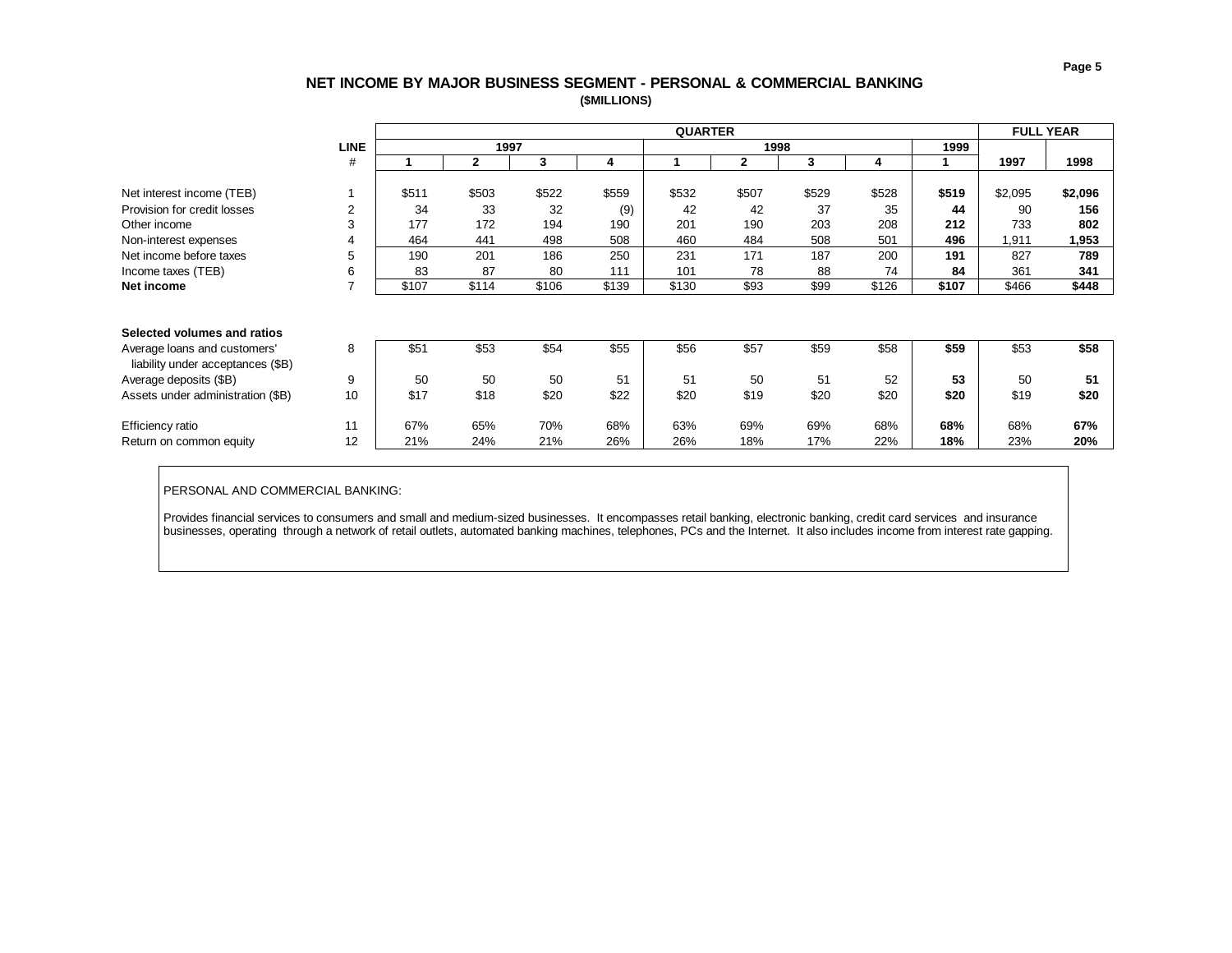## NET INCOME BY MAJOR BUSINESS SEGMENT - PERSONAL & COMMERCIAL BANKING

**($MILLIONS)**

| | LINE | QUARTER | | | | | | | | | FULL YEAR | |
|---|---|---|---|---|---|---|---|---|---|---|---|---|
| | | 1997 | | | | 1998 | | | | 1999 | | |
| | # | 1 | 2 | 3 | 4 | 1 | 2 | 3 | 4 | 1 | 1997 | 1998 |
| Net interest income (TEB) | 1 | $511 | $503 | $522 | $559 | $532 | $507 | $529 | $528 | **$519** | $2,095 | **$2,096** |
| Provision for credit losses | 2 | 34 | 33 | 32 | (9) | 42 | 42 | 37 | 35 | **44** | 90 | **156** |
| Other income | 3 | 177 | 172 | 194 | 190 | 201 | 190 | 203 | 208 | **212** | 733 | **802** |
| Non-interest expenses | 4 | 464 | 441 | 498 | 508 | 460 | 484 | 508 | 501 | **496** | 1,911 | **1,953** |
| Net income before taxes | 5 | 190 | 201 | 186 | 250 | 231 | 171 | 187 | 200 | **191** | 827 | **789** |
| Income taxes (TEB) | 6 | 83 | 87 | 80 | 111 | 101 | 78 | 88 | 74 | **84** | 361 | **341** |
| **Net income** | 7 | $107 | $114 | $106 | $139 | $130 | $93 | $99 | $126 | **$107** | $466 | **$448** |
| | | | | | | | | | | | | |
| **Selected volumes and ratios** | | | | | | | | | | | | |
| Average loans and customers' liability under acceptances ($B) | 8 | $51 | $53 | $54 | $55 | $56 | $57 | $59 | $58 | **$59** | $53 | **$58** |
| Average deposits ($B) | 9 | 50 | 50 | 50 | 51 | 51 | 50 | 51 | 52 | **53** | 50 | **51** |
| Assets under administration ($B) | 10 | $17 | $18 | $20 | $22 | $20 | $19 | $20 | $20 | **$20** | $19 | **$20** |
| Efficiency ratio | 11 | 67% | 65% | 70% | 68% | 63% | 69% | 69% | 68% | **68%** | 68% | **67%** |
| Return on common equity | 12 | 21% | 24% | 21% | 26% | 26% | 18% | 17% | 22% | **18%** | 23% | **20%** |

PERSONAL AND COMMERCIAL BANKING:

Provides financial services to consumers and small and medium-sized businesses. It encompasses retail banking, electronic banking, credit card services and insurance businesses, operating through a network of retail outlets, automated banking machines, telephones, PCs and the Internet. It also includes income from interest rate gapping.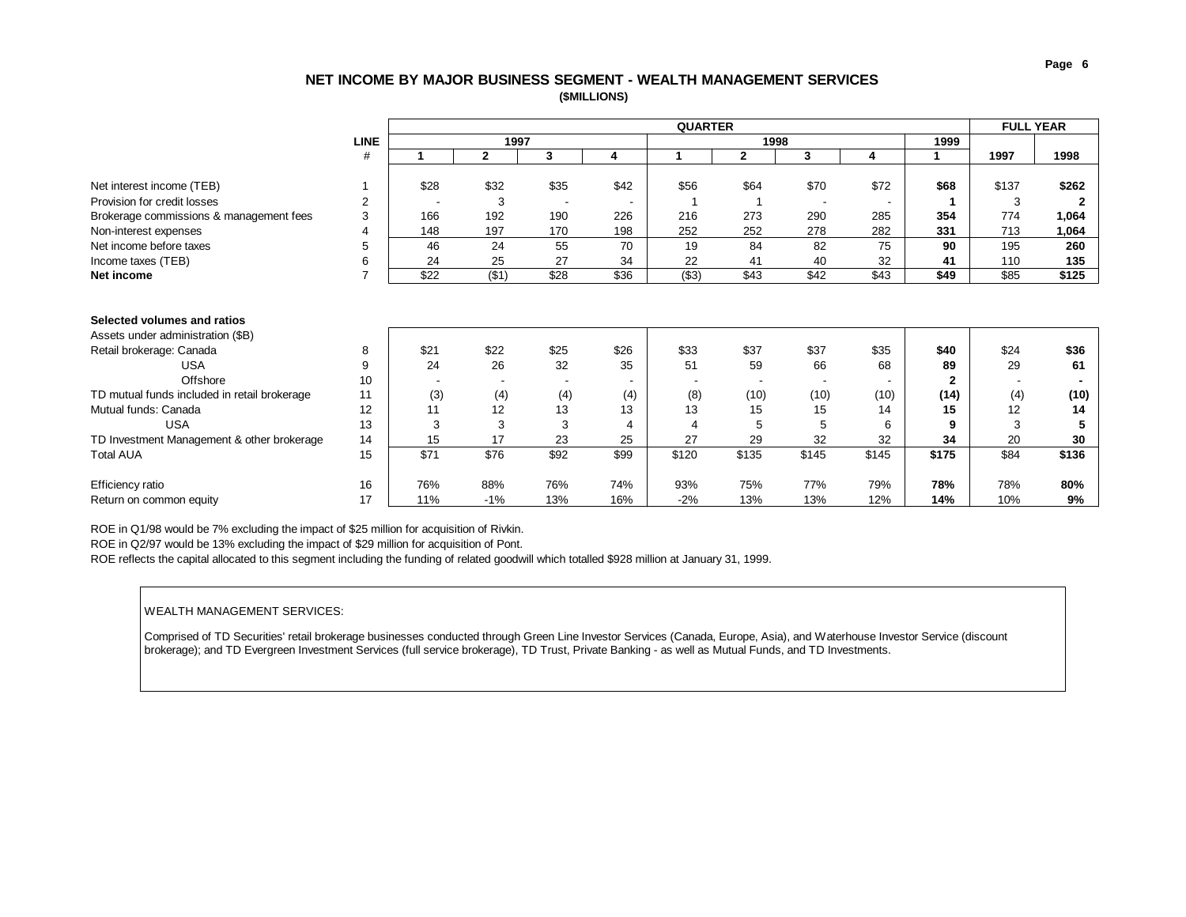## NET INCOME BY MAJOR BUSINESS SEGMENT - WEALTH MANAGEMENT SERVICES

**($MILLIONS)**

| | LINE | QUARTER | | | | | | | | | FULL YEAR | |
|---|---|---|---|---|---|---|---|---|---|---|---|---|
| | | 1997 | | | | 1998 | | | | 1999 | | |
| | # | 1 | 2 | 3 | 4 | 1 | 2 | 3 | 4 | 1 | 1997 | 1998 |
| Net interest income (TEB) | 1 | $28 | $32 | $35 | $42 | $56 | $64 | $70 | $72 | **$68** | $137 | **$262** |
| Provision for credit losses | 2 | - | 3 | - | - | 1 | 1 | - | - | **1** | 3 | **2** |
| Brokerage commissions & management fees | 3 | 166 | 192 | 190 | 226 | 216 | 273 | 290 | 285 | **354** | 774 | **1,064** |
| Non-interest expenses | 4 | 148 | 197 | 170 | 198 | 252 | 252 | 278 | 282 | **331** | 713 | **1,064** |
| Net income before taxes | 5 | 46 | 24 | 55 | 70 | 19 | 84 | 82 | 75 | **90** | 195 | **260** |
| Income taxes (TEB) | 6 | 24 | 25 | 27 | 34 | 22 | 41 | 40 | 32 | **41** | 110 | **135** |
| **Net income** | 7 | $22 | ($1) | $28 | $36 | ($3) | $43 | $42 | $43 | **$49** | $85 | **$125** |

**Selected volumes and ratios**

| | LINE # | 1997 Q1 | 1997 Q2 | 1997 Q3 | 1997 Q4 | 1998 Q1 | 1998 Q2 | 1998 Q3 | 1998 Q4 | 1999 Q1 | FY 1997 | FY 1998 |
|---|---|---|---|---|---|---|---|---|---|---|---|---|
| Assets under administration ($B) | | | | | | | | | | | | |
| Retail brokerage: Canada | 8 | $21 | $22 | $25 | $26 | $33 | $37 | $37 | $35 | **$40** | $24 | **$36** |
| USA | 9 | 24 | 26 | 32 | 35 | 51 | 59 | 66 | 68 | **89** | 29 | **61** |
| Offshore | 10 | - | - | - | - | - | - | - | - | **2** | - | **-** |
| TD mutual funds included in retail brokerage | 11 | (3) | (4) | (4) | (4) | (8) | (10) | (10) | (10) | **(14)** | (4) | **(10)** |
| Mutual funds: Canada | 12 | 11 | 12 | 13 | 13 | 13 | 15 | 15 | 14 | **15** | 12 | **14** |
| USA | 13 | 3 | 3 | 3 | 4 | 4 | 5 | 5 | 6 | **9** | 3 | **5** |
| TD Investment Management & other brokerage | 14 | 15 | 17 | 23 | 25 | 27 | 29 | 32 | 32 | **34** | 20 | **30** |
| Total AUA | 15 | $71 | $76 | $92 | $99 | $120 | $135 | $145 | $145 | **$175** | $84 | **$136** |
| Efficiency ratio | 16 | 76% | 88% | 76% | 74% | 93% | 75% | 77% | 79% | **78%** | 78% | **80%** |
| Return on common equity | 17 | 11% | -1% | 13% | 16% | -2% | 13% | 13% | 12% | **14%** | 10% | **9%** |

ROE in Q1/98 would be 7% excluding the impact of $25 million for acquisition of Rivkin.

ROE in Q2/97 would be 13% excluding the impact of $29 million for acquisition of Pont.

ROE reflects the capital allocated to this segment including the funding of related goodwill which totalled $928 million at January 31, 1999.

WEALTH MANAGEMENT SERVICES:

Comprised of TD Securities' retail brokerage businesses conducted through Green Line Investor Services (Canada, Europe, Asia), and Waterhouse Investor Service (discount brokerage); and TD Evergreen Investment Services (full service brokerage), TD Trust, Private Banking - as well as Mutual Funds, and TD Investments.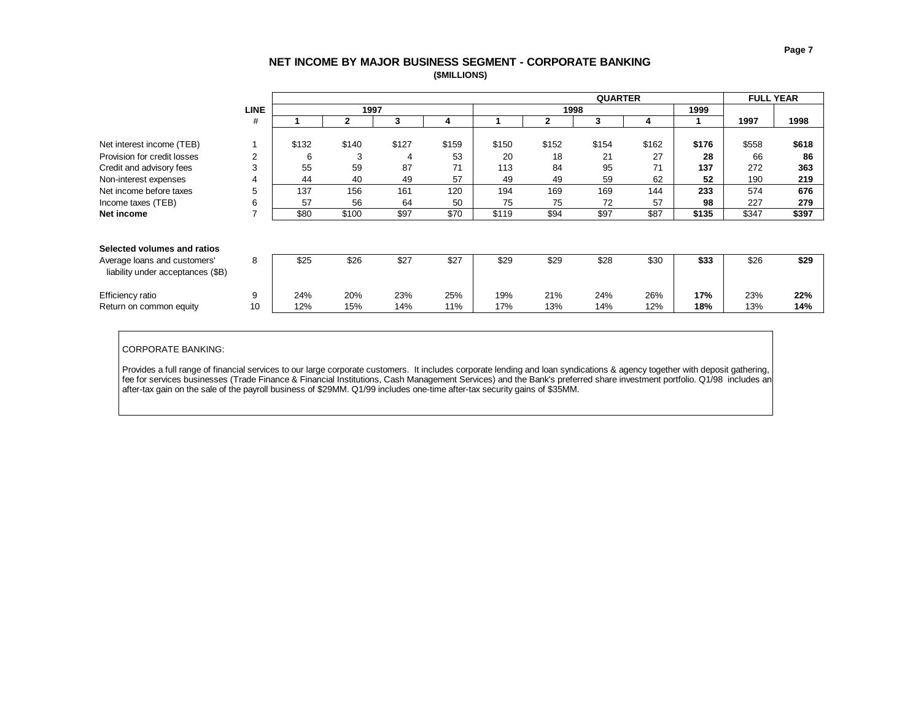## NET INCOME BY MAJOR BUSINESS SEGMENT - CORPORATE BANKING

**($MILLIONS)**

| | LINE | QUARTER | | | | | | | | | FULL YEAR | |
|---|---|---|---|---|---|---|---|---|---|---|---|---|
| | | 1997 | | | | 1998 | | | | 1999 | | |
| | # | 1 | 2 | 3 | 4 | 1 | 2 | 3 | 4 | 1 | 1997 | 1998 |
| Net interest income (TEB) | 1 | $132 | $140 | $127 | $159 | $150 | $152 | $154 | $162 | **$176** | $558 | **$618** |
| Provision for credit losses | 2 | 6 | 3 | 4 | 53 | 20 | 18 | 21 | 27 | **28** | 66 | **86** |
| Credit and advisory fees | 3 | 55 | 59 | 87 | 71 | 113 | 84 | 95 | 71 | **137** | 272 | **363** |
| Non-interest expenses | 4 | 44 | 40 | 49 | 57 | 49 | 49 | 59 | 62 | **52** | 190 | **219** |
| Net income before taxes | 5 | 137 | 156 | 161 | 120 | 194 | 169 | 169 | 144 | **233** | 574 | **676** |
| Income taxes (TEB) | 6 | 57 | 56 | 64 | 50 | 75 | 75 | 72 | 57 | **98** | 227 | **279** |
| **Net income** | 7 | $80 | $100 | $97 | $70 | $119 | $94 | $97 | $87 | **$135** | $347 | **$397** |
| **Selected volumes and ratios** | | | | | | | | | | | | |
| Average loans and customers' liability under acceptances ($B) | 8 | $25 | $26 | $27 | $27 | $29 | $29 | $28 | $30 | **$33** | $26 | **$29** |
| Efficiency ratio | 9 | 24% | 20% | 23% | 25% | 19% | 21% | 24% | 26% | **17%** | 23% | **22%** |
| Return on common equity | 10 | 12% | 15% | 14% | 11% | 17% | 13% | 14% | 12% | **18%** | 13% | **14%** |

CORPORATE BANKING:

Provides a full range of financial services to our large corporate customers. It includes corporate lending and loan syndications & agency together with deposit gathering, fee for services businesses (Trade Finance & Financial Institutions, Cash Management Services) and the Bank's preferred share investment portfolio. Q1/98 includes an after-tax gain on the sale of the payroll business of $29MM. Q1/99 includes one-time after-tax security gains of $35MM.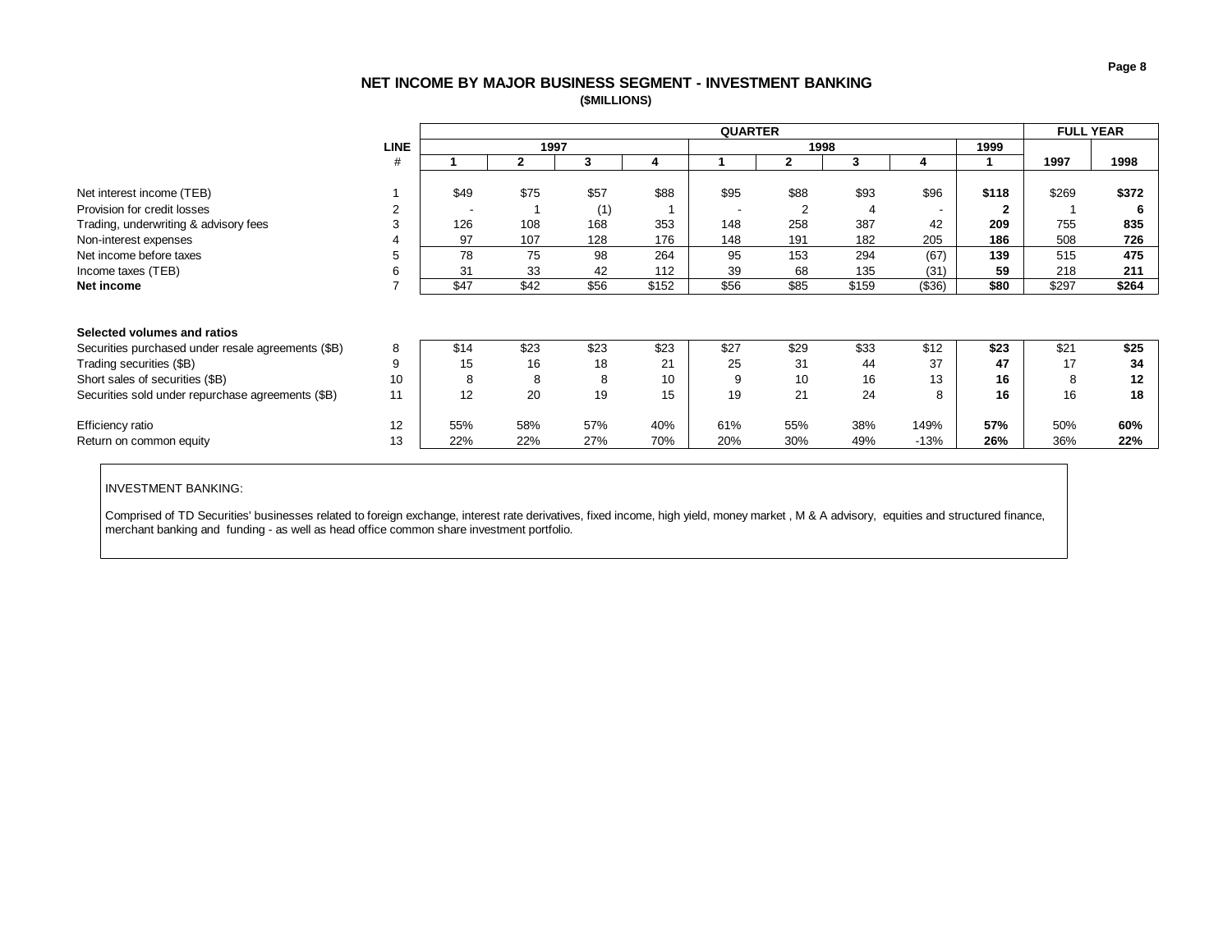## NET INCOME BY MAJOR BUSINESS SEGMENT - INVESTMENT BANKING

**($MILLIONS)**

| | LINE | QUARTER | | | | | | | | | FULL YEAR | |
|---|---|---|---|---|---|---|---|---|---|---|---|---|
| | | 1997 | | | | 1998 | | | | 1999 | | |
| | # | 1 | 2 | 3 | 4 | 1 | 2 | 3 | 4 | 1 | 1997 | 1998 |
| Net interest income (TEB) | 1 | $49 | $75 | $57 | $88 | $95 | $88 | $93 | $96 | **$118** | $269 | **$372** |
| Provision for credit losses | 2 | - | 1 | (1) | 1 | - | 2 | 4 | - | **2** | 1 | **6** |
| Trading, underwriting & advisory fees | 3 | 126 | 108 | 168 | 353 | 148 | 258 | 387 | 42 | **209** | 755 | **835** |
| Non-interest expenses | 4 | 97 | 107 | 128 | 176 | 148 | 191 | 182 | 205 | **186** | 508 | **726** |
| Net income before taxes | 5 | 78 | 75 | 98 | 264 | 95 | 153 | 294 | (67) | **139** | 515 | **475** |
| Income taxes (TEB) | 6 | 31 | 33 | 42 | 112 | 39 | 68 | 135 | (31) | **59** | 218 | **211** |
| **Net income** | 7 | $47 | $42 | $56 | $152 | $56 | $85 | $159 | ($36) | **$80** | $297 | **$264** |
| | | | | | | | | | | | | |
| **Selected volumes and ratios** | | | | | | | | | | | | |
| Securities purchased under resale agreements ($B) | 8 | $14 | $23 | $23 | $23 | $27 | $29 | $33 | $12 | **$23** | $21 | **$25** |
| Trading securities ($B) | 9 | 15 | 16 | 18 | 21 | 25 | 31 | 44 | 37 | **47** | 17 | **34** |
| Short sales of securities ($B) | 10 | 8 | 8 | 8 | 10 | 9 | 10 | 16 | 13 | **16** | 8 | **12** |
| Securities sold under repurchase agreements ($B) | 11 | 12 | 20 | 19 | 15 | 19 | 21 | 24 | 8 | **16** | 16 | **18** |
| | | | | | | | | | | | | |
| Efficiency ratio | 12 | 55% | 58% | 57% | 40% | 61% | 55% | 38% | 149% | **57%** | 50% | **60%** |
| Return on common equity | 13 | 22% | 22% | 27% | 70% | 20% | 30% | 49% | -13% | **26%** | 36% | **22%** |

INVESTMENT BANKING:

Comprised of TD Securities' businesses related to foreign exchange, interest rate derivatives, fixed income, high yield, money market , M & A advisory, equities and structured finance, merchant banking and funding - as well as head office common share investment portfolio.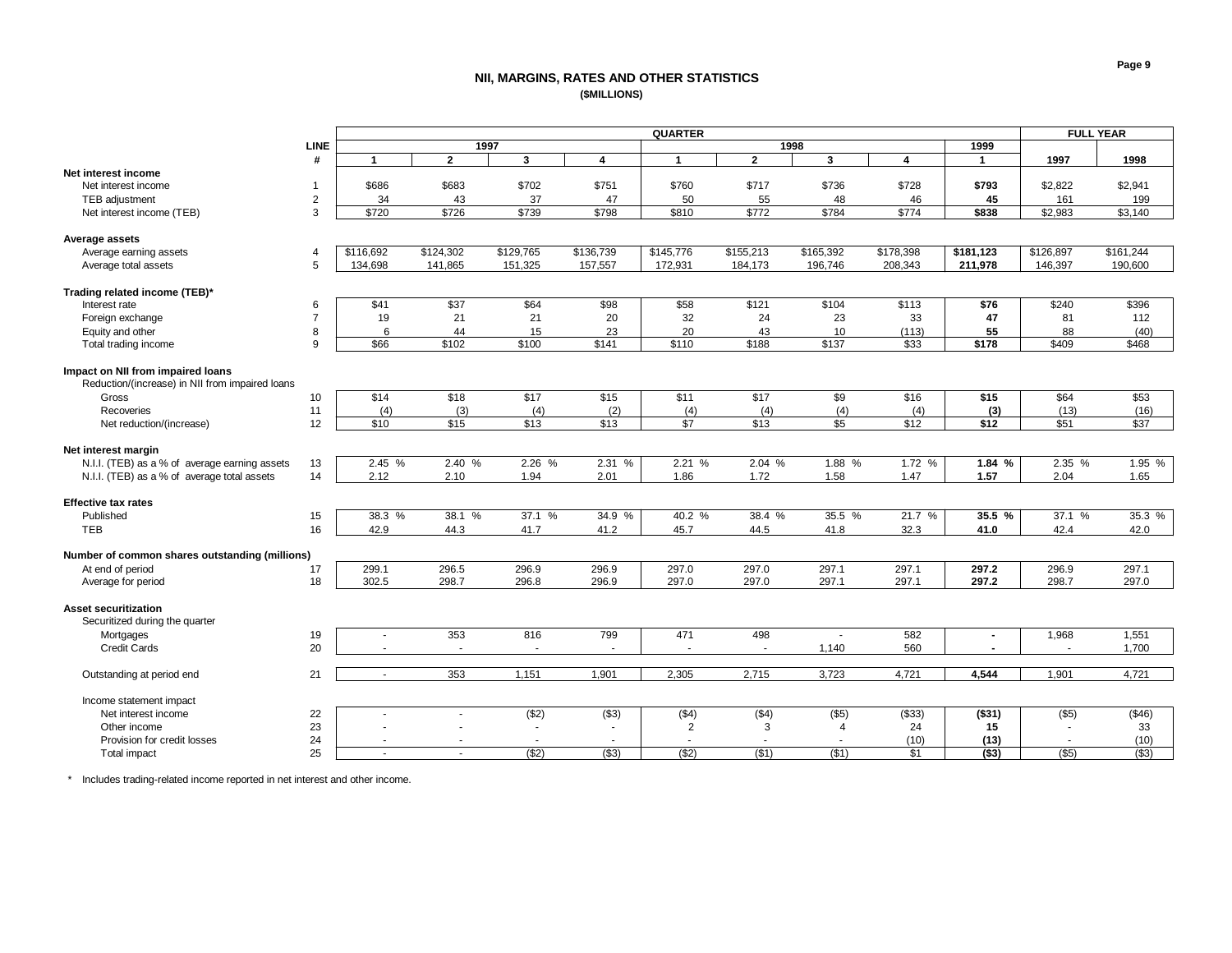## NII, MARGINS, RATES AND OTHER STATISTICS

**($MILLIONS)**

| | LINE | QUARTER | | | | | | | | | FULL YEAR | |
|---|---|---|---|---|---|---|---|---|---|---|---|---|
| | | 1997 | | | | 1998 | | | | 1999 | | |
| | # | 1 | 2 | 3 | 4 | 1 | 2 | 3 | 4 | 1 | 1997 | 1998 |
| **Net interest income** | | | | | | | | | | | | |
| Net interest income | 1 | $686 | $683 | $702 | $751 | $760 | $717 | $736 | $728 | **$793** | $2,822 | $2,941 |
| TEB adjustment | 2 | 34 | 43 | 37 | 47 | 50 | 55 | 48 | 46 | **45** | 161 | 199 |
| Net interest income (TEB) | 3 | $720 | $726 | $739 | $798 | $810 | $772 | $784 | $774 | **$838** | $2,983 | $3,140 |
| **Average assets** | | | | | | | | | | | | |
| Average earning assets | 4 | $116,692 | $124,302 | $129,765 | $136,739 | $145,776 | $155,213 | $165,392 | $178,398 | **$181,123** | $126,897 | $161,244 |
| Average total assets | 5 | 134,698 | 141,865 | 151,325 | 157,557 | 172,931 | 184,173 | 196,746 | 208,343 | **211,978** | 146,397 | 190,600 |
| **Trading related income (TEB)*** | | | | | | | | | | | | |
| Interest rate | 6 | $41 | $37 | $64 | $98 | $58 | $121 | $104 | $113 | **$76** | $240 | $396 |
| Foreign exchange | 7 | 19 | 21 | 21 | 20 | 32 | 24 | 23 | 33 | **47** | 81 | 112 |
| Equity and other | 8 | 6 | 44 | 15 | 23 | 20 | 43 | 10 | (113) | **55** | 88 | (40) |
| Total trading income | 9 | $66 | $102 | $100 | $141 | $110 | $188 | $137 | $33 | **$178** | $409 | $468 |
| **Impact on NII from impaired loans** | | | | | | | | | | | | |
| Reduction/(increase) in NII from impaired loans | | | | | | | | | | | | |
| Gross | 10 | $14 | $18 | $17 | $15 | $11 | $17 | $9 | $16 | **$15** | $64 | $53 |
| Recoveries | 11 | (4) | (3) | (4) | (2) | (4) | (4) | (4) | (4) | **(3)** | (13) | (16) |
| Net reduction/(increase) | 12 | $10 | $15 | $13 | $13 | $7 | $13 | $5 | $12 | **$12** | $51 | $37 |
| **Net interest margin** | | | | | | | | | | | | |
| N.I.I. (TEB) as a % of average earning assets | 13 | 2.45 % | 2.40 % | 2.26 % | 2.31 % | 2.21 % | 2.04 % | 1.88 % | 1.72 % | **1.84 %** | 2.35 % | 1.95 % |
| N.I.I. (TEB) as a % of average total assets | 14 | 2.12 | 2.10 | 1.94 | 2.01 | 1.86 | 1.72 | 1.58 | 1.47 | **1.57** | 2.04 | 1.65 |
| **Effective tax rates** | | | | | | | | | | | | |
| Published | 15 | 38.3 % | 38.1 % | 37.1 % | 34.9 % | 40.2 % | 38.4 % | 35.5 % | 21.7 % | **35.5 %** | 37.1 % | 35.3 % |
| TEB | 16 | 42.9 | 44.3 | 41.7 | 41.2 | 45.7 | 44.5 | 41.8 | 32.3 | **41.0** | 42.4 | 42.0 |
| **Number of common shares outstanding (millions)** | | | | | | | | | | | | |
| At end of period | 17 | 299.1 | 296.5 | 296.9 | 296.9 | 297.0 | 297.0 | 297.1 | 297.1 | **297.2** | 296.9 | 297.1 |
| Average for period | 18 | 302.5 | 298.7 | 296.8 | 296.9 | 297.0 | 297.0 | 297.1 | 297.1 | **297.2** | 298.7 | 297.0 |
| **Asset securitization** | | | | | | | | | | | | |
| Securitized during the quarter | | | | | | | | | | | | |
| Mortgages | 19 | - | 353 | 816 | 799 | 471 | 498 | - | 582 | **-** | 1,968 | 1,551 |
| Credit Cards | 20 | - | - | - | - | - | - | 1,140 | 560 | **-** | - | 1,700 |
| Outstanding at period end | 21 | - | 353 | 1,151 | 1,901 | 2,305 | 2,715 | 3,723 | 4,721 | **4,544** | 1,901 | 4,721 |
| Income statement impact | | | | | | | | | | | | |
| Net interest income | 22 | - | - | ($2) | ($3) | ($4) | ($4) | ($5) | ($33) | **($31)** | ($5) | ($46) |
| Other income | 23 | - | - | - | - | 2 | 3 | 4 | 24 | **15** | - | 33 |
| Provision for credit losses | 24 | - | - | - | - | - | - | - | (10) | **(13)** | - | (10) |
| Total impact | 25 | - | - | ($2) | ($3) | ($2) | ($1) | ($1) | $1 | **($3)** | ($5) | ($3) |

\* Includes trading-related income reported in net interest and other income.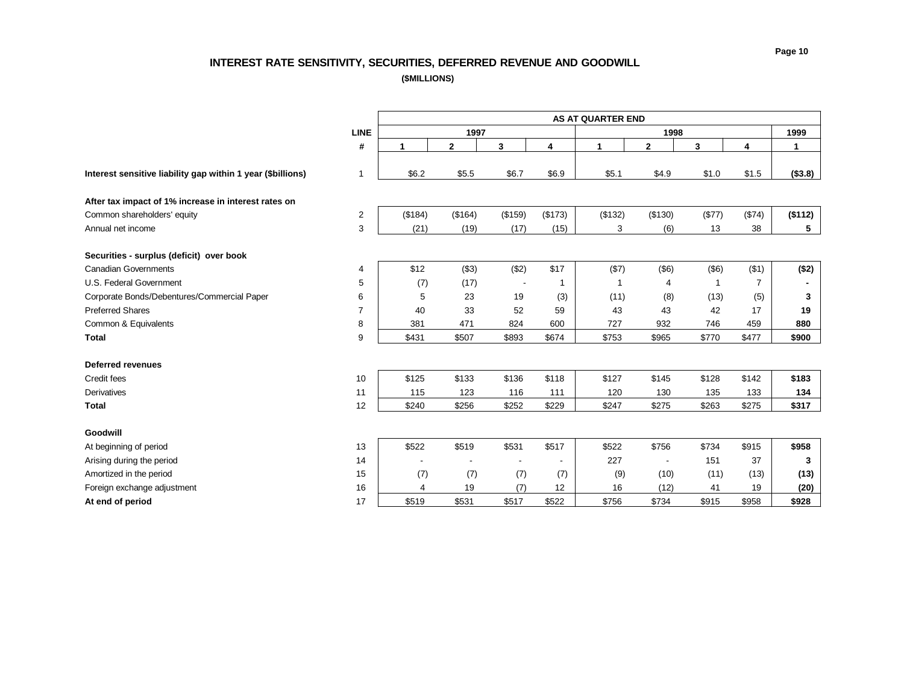# INTEREST RATE SENSITIVITY, SECURITIES, DEFERRED REVENUE AND GOODWILL

**($MILLIONS)**

| | LINE | AS AT QUARTER END | | | | | | | | |
|---|---|---|---|---|---|---|---|---|---|---|
| | | 1997 | | | | 1998 | | | | 1999 |
| | # | 1 | 2 | 3 | 4 | 1 | 2 | 3 | 4 | 1 |
| **Interest sensitive liability gap within 1 year ($billions)** | 1 | $6.2 | $5.5 | $6.7 | $6.9 | $5.1 | $4.9 | $1.0 | $1.5 | **($3.8)** |
| **After tax impact of 1% increase in interest rates on** | | | | | | | | | | |
| Common shareholders' equity | 2 | ($184) | ($164) | ($159) | ($173) | ($132) | ($130) | ($77) | ($74) | **($112)** |
| Annual net income | 3 | (21) | (19) | (17) | (15) | 3 | (6) | 13 | 38 | **5** |
| **Securities - surplus (deficit) over book** | | | | | | | | | | |
| Canadian Governments | 4 | $12 | ($3) | ($2) | $17 | ($7) | ($6) | ($6) | ($1) | **($2)** |
| U.S. Federal Government | 5 | (7) | (17) | - | 1 | 1 | 4 | 1 | 7 | **-** |
| Corporate Bonds/Debentures/Commercial Paper | 6 | 5 | 23 | 19 | (3) | (11) | (8) | (13) | (5) | **3** |
| Preferred Shares | 7 | 40 | 33 | 52 | 59 | 43 | 43 | 42 | 17 | **19** |
| Common & Equivalents | 8 | 381 | 471 | 824 | 600 | 727 | 932 | 746 | 459 | **880** |
| **Total** | 9 | $431 | $507 | $893 | $674 | $753 | $965 | $770 | $477 | **$900** |
| **Deferred revenues** | | | | | | | | | | |
| Credit fees | 10 | $125 | $133 | $136 | $118 | $127 | $145 | $128 | $142 | **$183** |
| Derivatives | 11 | 115 | 123 | 116 | 111 | 120 | 130 | 135 | 133 | **134** |
| **Total** | 12 | $240 | $256 | $252 | $229 | $247 | $275 | $263 | $275 | **$317** |
| **Goodwill** | | | | | | | | | | |
| At beginning of period | 13 | $522 | $519 | $531 | $517 | $522 | $756 | $734 | $915 | **$958** |
| Arising during the period | 14 | - | - | - | - | 227 | - | 151 | 37 | **3** |
| Amortized in the period | 15 | (7) | (7) | (7) | (7) | (9) | (10) | (11) | (13) | **(13)** |
| Foreign exchange adjustment | 16 | 4 | 19 | (7) | 12 | 16 | (12) | 41 | 19 | **(20)** |
| **At end of period** | 17 | $519 | $531 | $517 | $522 | $756 | $734 | $915 | $958 | **$928** |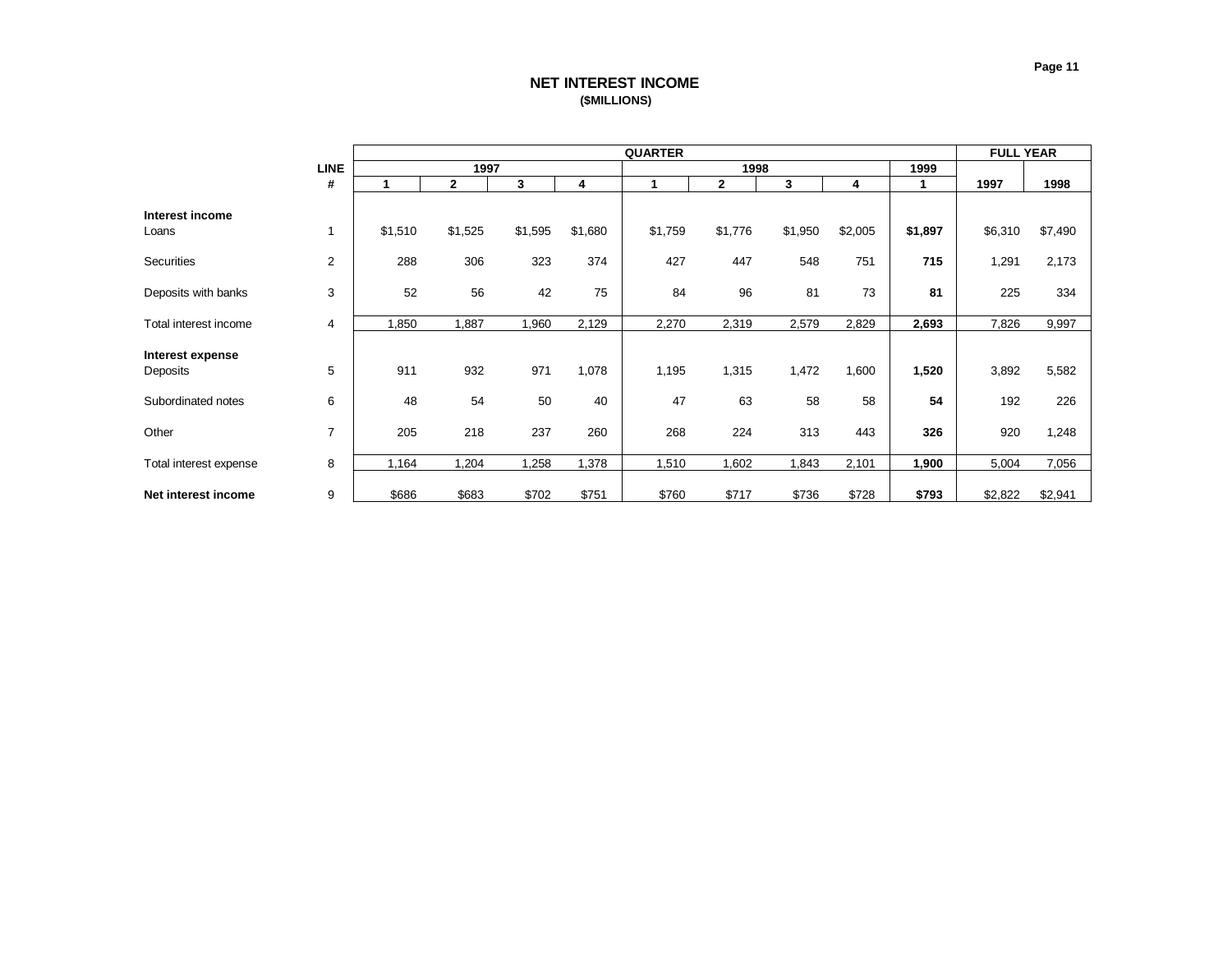# NET INTEREST INCOME

**($MILLIONS)**

| | LINE # | QUARTER 1997 1 | 1997 2 | 1997 3 | 1997 4 | 1998 1 | 1998 2 | 1998 3 | 1998 4 | 1999 1 | FULL YEAR 1997 | FULL YEAR 1998 |
|---|---|---|---|---|---|---|---|---|---|---|---|---|
| **Interest income** | | | | | | | | | | | | |
| Loans | 1 | $1,510 | $1,525 | $1,595 | $1,680 | $1,759 | $1,776 | $1,950 | $2,005 | **$1,897** | $6,310 | $7,490 |
| Securities | 2 | 288 | 306 | 323 | 374 | 427 | 447 | 548 | 751 | **715** | 1,291 | 2,173 |
| Deposits with banks | 3 | 52 | 56 | 42 | 75 | 84 | 96 | 81 | 73 | **81** | 225 | 334 |
| Total interest income | 4 | 1,850 | 1,887 | 1,960 | 2,129 | 2,270 | 2,319 | 2,579 | 2,829 | **2,693** | 7,826 | 9,997 |
| **Interest expense** | | | | | | | | | | | | |
| Deposits | 5 | 911 | 932 | 971 | 1,078 | 1,195 | 1,315 | 1,472 | 1,600 | **1,520** | 3,892 | 5,582 |
| Subordinated notes | 6 | 48 | 54 | 50 | 40 | 47 | 63 | 58 | 58 | **54** | 192 | 226 |
| Other | 7 | 205 | 218 | 237 | 260 | 268 | 224 | 313 | 443 | **326** | 920 | 1,248 |
| Total interest expense | 8 | 1,164 | 1,204 | 1,258 | 1,378 | 1,510 | 1,602 | 1,843 | 2,101 | **1,900** | 5,004 | 7,056 |
| **Net interest income** | 9 | $686 | $683 | $702 | $751 | $760 | $717 | $736 | $728 | **$793** | $2,822 | $2,941 |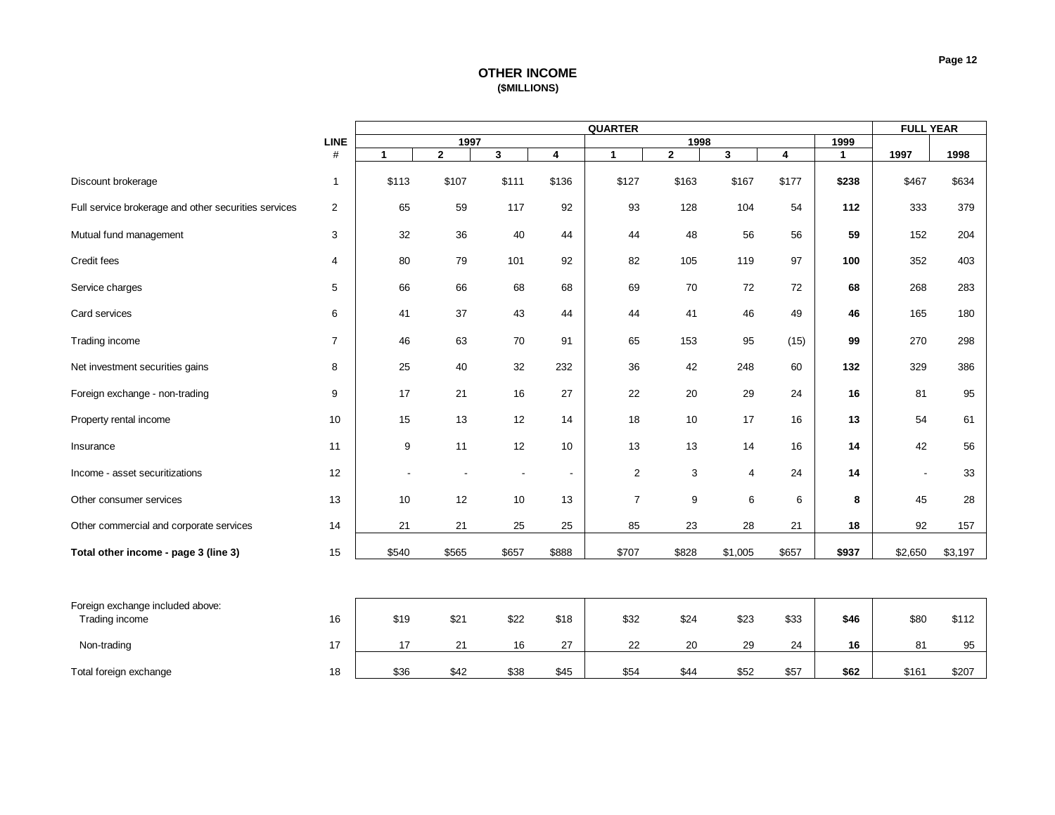# OTHER INCOME
**($MILLIONS)**

| | LINE # | QUARTER 1997 1 | 1997 2 | 1997 3 | 1997 4 | 1998 1 | 1998 2 | 1998 3 | 1998 4 | 1999 1 | FULL YEAR 1997 | FULL YEAR 1998 |
|---|---|---|---|---|---|---|---|---|---|---|---|---|
| Discount brokerage | 1 | $113 | $107 | $111 | $136 | $127 | $163 | $167 | $177 | **$238** | $467 | $634 |
| Full service brokerage and other securities services | 2 | 65 | 59 | 117 | 92 | 93 | 128 | 104 | 54 | **112** | 333 | 379 |
| Mutual fund management | 3 | 32 | 36 | 40 | 44 | 44 | 48 | 56 | 56 | **59** | 152 | 204 |
| Credit fees | 4 | 80 | 79 | 101 | 92 | 82 | 105 | 119 | 97 | **100** | 352 | 403 |
| Service charges | 5 | 66 | 66 | 68 | 68 | 69 | 70 | 72 | 72 | **68** | 268 | 283 |
| Card services | 6 | 41 | 37 | 43 | 44 | 44 | 41 | 46 | 49 | **46** | 165 | 180 |
| Trading income | 7 | 46 | 63 | 70 | 91 | 65 | 153 | 95 | (15) | **99** | 270 | 298 |
| Net investment securities gains | 8 | 25 | 40 | 32 | 232 | 36 | 42 | 248 | 60 | **132** | 329 | 386 |
| Foreign exchange - non-trading | 9 | 17 | 21 | 16 | 27 | 22 | 20 | 29 | 24 | **16** | 81 | 95 |
| Property rental income | 10 | 15 | 13 | 12 | 14 | 18 | 10 | 17 | 16 | **13** | 54 | 61 |
| Insurance | 11 | 9 | 11 | 12 | 10 | 13 | 13 | 14 | 16 | **14** | 42 | 56 |
| Income - asset securitizations | 12 | - | - | - | - | 2 | 3 | 4 | 24 | **14** | - | 33 |
| Other consumer services | 13 | 10 | 12 | 10 | 13 | 7 | 9 | 6 | 6 | **8** | 45 | 28 |
| Other commercial and corporate services | 14 | 21 | 21 | 25 | 25 | 85 | 23 | 28 | 21 | **18** | 92 | 157 |
| **Total other income - page 3 (line 3)** | 15 | $540 | $565 | $657 | $888 | $707 | $828 | $1,005 | $657 | **$937** | $2,650 | $3,197 |

| | LINE # | 1997 1 | 1997 2 | 1997 3 | 1997 4 | 1998 1 | 1998 2 | 1998 3 | 1998 4 | 1999 1 | 1997 | 1998 |
|---|---|---|---|---|---|---|---|---|---|---|---|---|
| Foreign exchange included above: Trading income | 16 | $19 | $21 | $22 | $18 | $32 | $24 | $23 | $33 | **$46** | $80 | $112 |
| Non-trading | 17 | 17 | 21 | 16 | 27 | 22 | 20 | 29 | 24 | **16** | 81 | 95 |
| Total foreign exchange | 18 | $36 | $42 | $38 | $45 | $54 | $44 | $52 | $57 | **$62** | $161 | $207 |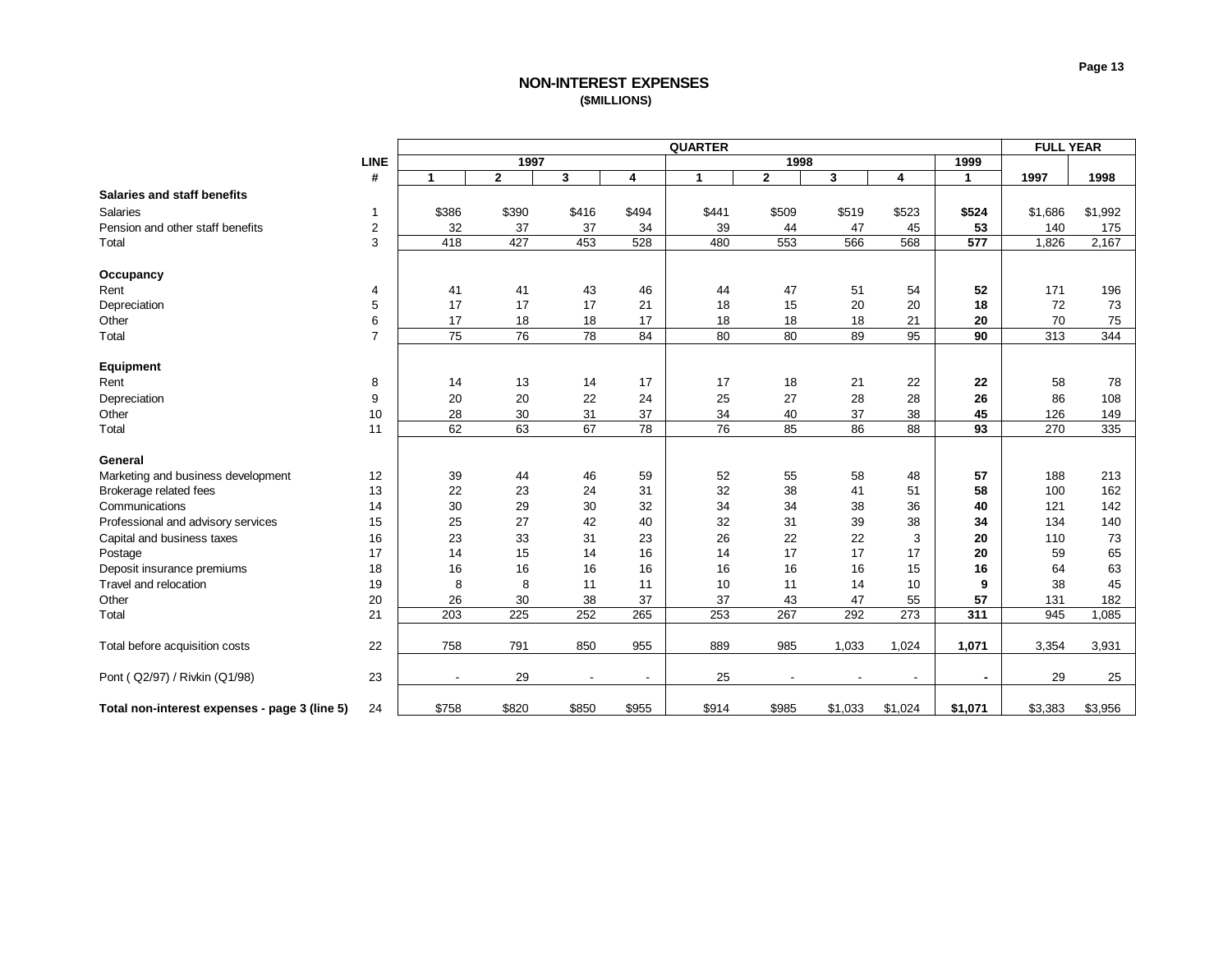# NON-INTEREST EXPENSES
**($MILLIONS)**

| | LINE | QUARTER | | | | | | | | | FULL YEAR | |
|---|---|---|---|---|---|---|---|---|---|---|---|---|
| | | 1997 | | | | 1998 | | | | 1999 | | |
| | # | 1 | 2 | 3 | 4 | 1 | 2 | 3 | 4 | 1 | 1997 | 1998 |
| **Salaries and staff benefits** | | | | | | | | | | | | |
| Salaries | 1 | $386 | $390 | $416 | $494 | $441 | $509 | $519 | $523 | **$524** | $1,686 | $1,992 |
| Pension and other staff benefits | 2 | 32 | 37 | 37 | 34 | 39 | 44 | 47 | 45 | **53** | 140 | 175 |
| Total | 3 | 418 | 427 | 453 | 528 | 480 | 553 | 566 | 568 | **577** | 1,826 | 2,167 |
| **Occupancy** | | | | | | | | | | | | |
| Rent | 4 | 41 | 41 | 43 | 46 | 44 | 47 | 51 | 54 | **52** | 171 | 196 |
| Depreciation | 5 | 17 | 17 | 17 | 21 | 18 | 15 | 20 | 20 | **18** | 72 | 73 |
| Other | 6 | 17 | 18 | 18 | 17 | 18 | 18 | 18 | 21 | **20** | 70 | 75 |
| Total | 7 | 75 | 76 | 78 | 84 | 80 | 80 | 89 | 95 | **90** | 313 | 344 |
| **Equipment** | | | | | | | | | | | | |
| Rent | 8 | 14 | 13 | 14 | 17 | 17 | 18 | 21 | 22 | **22** | 58 | 78 |
| Depreciation | 9 | 20 | 20 | 22 | 24 | 25 | 27 | 28 | 28 | **26** | 86 | 108 |
| Other | 10 | 28 | 30 | 31 | 37 | 34 | 40 | 37 | 38 | **45** | 126 | 149 |
| Total | 11 | 62 | 63 | 67 | 78 | 76 | 85 | 86 | 88 | **93** | 270 | 335 |
| **General** | | | | | | | | | | | | |
| Marketing and business development | 12 | 39 | 44 | 46 | 59 | 52 | 55 | 58 | 48 | **57** | 188 | 213 |
| Brokerage related fees | 13 | 22 | 23 | 24 | 31 | 32 | 38 | 41 | 51 | **58** | 100 | 162 |
| Communications | 14 | 30 | 29 | 30 | 32 | 34 | 34 | 38 | 36 | **40** | 121 | 142 |
| Professional and advisory services | 15 | 25 | 27 | 42 | 40 | 32 | 31 | 39 | 38 | **34** | 134 | 140 |
| Capital and business taxes | 16 | 23 | 33 | 31 | 23 | 26 | 22 | 22 | 3 | **20** | 110 | 73 |
| Postage | 17 | 14 | 15 | 14 | 16 | 14 | 17 | 17 | 17 | **20** | 59 | 65 |
| Deposit insurance premiums | 18 | 16 | 16 | 16 | 16 | 16 | 16 | 16 | 15 | **16** | 64 | 63 |
| Travel and relocation | 19 | 8 | 8 | 11 | 11 | 10 | 11 | 14 | 10 | **9** | 38 | 45 |
| Other | 20 | 26 | 30 | 38 | 37 | 37 | 43 | 47 | 55 | **57** | 131 | 182 |
| Total | 21 | 203 | 225 | 252 | 265 | 253 | 267 | 292 | 273 | **311** | 945 | 1,085 |
| Total before acquisition costs | 22 | 758 | 791 | 850 | 955 | 889 | 985 | 1,033 | 1,024 | **1,071** | 3,354 | 3,931 |
| Pont ( Q2/97) / Rivkin (Q1/98) | 23 | - | 29 | - | - | 25 | - | - | - | **-** | 29 | 25 |
| **Total non-interest expenses - page 3 (line 5)** | 24 | $758 | $820 | $850 | $955 | $914 | $985 | $1,033 | $1,024 | **$1,071** | $3,383 | $3,956 |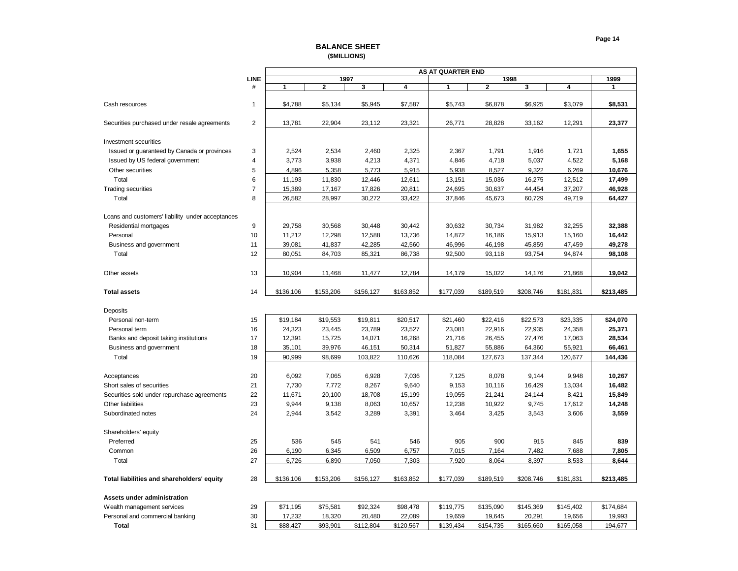## BALANCE SHEET

**($MILLIONS)**

| | LINE # | 1997 Q1 | 1997 Q2 | 1997 Q3 | 1997 Q4 | 1998 Q1 | 1998 Q2 | 1998 Q3 | 1998 Q4 | 1999 Q1 |
|---|---|---|---|---|---|---|---|---|---|---|
| | | **AS AT QUARTER END** | | | | | | | | |
| Cash resources | 1 | $4,788 | $5,134 | $5,945 | $7,587 | $5,743 | $6,878 | $6,925 | $3,079 | **$8,531** |
| Securities purchased under resale agreements | 2 | 13,781 | 22,904 | 23,112 | 23,321 | 26,771 | 28,828 | 33,162 | 12,291 | **23,377** |
| Investment securities | | | | | | | | | | |
| Issued or guaranteed by Canada or provinces | 3 | 2,524 | 2,534 | 2,460 | 2,325 | 2,367 | 1,791 | 1,916 | 1,721 | **1,655** |
| Issued by US federal government | 4 | 3,773 | 3,938 | 4,213 | 4,371 | 4,846 | 4,718 | 5,037 | 4,522 | **5,168** |
| Other securities | 5 | 4,896 | 5,358 | 5,773 | 5,915 | 5,938 | 8,527 | 9,322 | 6,269 | **10,676** |
| Total | 6 | 11,193 | 11,830 | 12,446 | 12,611 | 13,151 | 15,036 | 16,275 | 12,512 | **17,499** |
| Trading securities | 7 | 15,389 | 17,167 | 17,826 | 20,811 | 24,695 | 30,637 | 44,454 | 37,207 | **46,928** |
| Total | 8 | 26,582 | 28,997 | 30,272 | 33,422 | 37,846 | 45,673 | 60,729 | 49,719 | **64,427** |
| Loans and customers' liability under acceptances | | | | | | | | | | |
| Residential mortgages | 9 | 29,758 | 30,568 | 30,448 | 30,442 | 30,632 | 30,734 | 31,982 | 32,255 | **32,388** |
| Personal | 10 | 11,212 | 12,298 | 12,588 | 13,736 | 14,872 | 16,186 | 15,913 | 15,160 | **16,442** |
| Business and government | 11 | 39,081 | 41,837 | 42,285 | 42,560 | 46,996 | 46,198 | 45,859 | 47,459 | **49,278** |
| Total | 12 | 80,051 | 84,703 | 85,321 | 86,738 | 92,500 | 93,118 | 93,754 | 94,874 | **98,108** |
| Other assets | 13 | 10,904 | 11,468 | 11,477 | 12,784 | 14,179 | 15,022 | 14,176 | 21,868 | **19,042** |
| **Total assets** | 14 | $136,106 | $153,206 | $156,127 | $163,852 | $177,039 | $189,519 | $208,746 | $181,831 | **$213,485** |
| Deposits | | | | | | | | | | |
| Personal non-term | 15 | $19,184 | $19,553 | $19,811 | $20,517 | $21,460 | $22,416 | $22,573 | $23,335 | **$24,070** |
| Personal term | 16 | 24,323 | 23,445 | 23,789 | 23,527 | 23,081 | 22,916 | 22,935 | 24,358 | **25,371** |
| Banks and deposit taking institutions | 17 | 12,391 | 15,725 | 14,071 | 16,268 | 21,716 | 26,455 | 27,476 | 17,063 | **28,534** |
| Business and government | 18 | 35,101 | 39,976 | 46,151 | 50,314 | 51,827 | 55,886 | 64,360 | 55,921 | **66,461** |
| Total | 19 | 90,999 | 98,699 | 103,822 | 110,626 | 118,084 | 127,673 | 137,344 | 120,677 | **144,436** |
| Acceptances | 20 | 6,092 | 7,065 | 6,928 | 7,036 | 7,125 | 8,078 | 9,144 | 9,948 | **10,267** |
| Short sales of securities | 21 | 7,730 | 7,772 | 8,267 | 9,640 | 9,153 | 10,116 | 16,429 | 13,034 | **16,482** |
| Securities sold under repurchase agreements | 22 | 11,671 | 20,100 | 18,708 | 15,199 | 19,055 | 21,241 | 24,144 | 8,421 | **15,849** |
| Other liabilities | 23 | 9,944 | 9,138 | 8,063 | 10,657 | 12,238 | 10,922 | 9,745 | 17,612 | **14,248** |
| Subordinated notes | 24 | 2,944 | 3,542 | 3,289 | 3,391 | 3,464 | 3,425 | 3,543 | 3,606 | **3,559** |
| Shareholders' equity | | | | | | | | | | |
| Preferred | 25 | 536 | 545 | 541 | 546 | 905 | 900 | 915 | 845 | **839** |
| Common | 26 | 6,190 | 6,345 | 6,509 | 6,757 | 7,015 | 7,164 | 7,482 | 7,688 | **7,805** |
| Total | 27 | 6,726 | 6,890 | 7,050 | 7,303 | 7,920 | 8,064 | 8,397 | 8,533 | **8,644** |
| **Total liabilities and shareholders' equity** | 28 | $136,106 | $153,206 | $156,127 | $163,852 | $177,039 | $189,519 | $208,746 | $181,831 | **$213,485** |
| **Assets under administration** | | | | | | | | | | |
| Wealth management services | 29 | $71,195 | $75,581 | $92,324 | $98,478 | $119,775 | $135,090 | $145,369 | $145,402 | $174,684 |
| Personal and commercial banking | 30 | 17,232 | 18,320 | 20,480 | 22,089 | 19,659 | 19,645 | 20,291 | 19,656 | 19,993 |
| **Total** | 31 | $88,427 | $93,901 | $112,804 | $120,567 | $139,434 | $154,735 | $165,660 | $165,058 | 194,677 |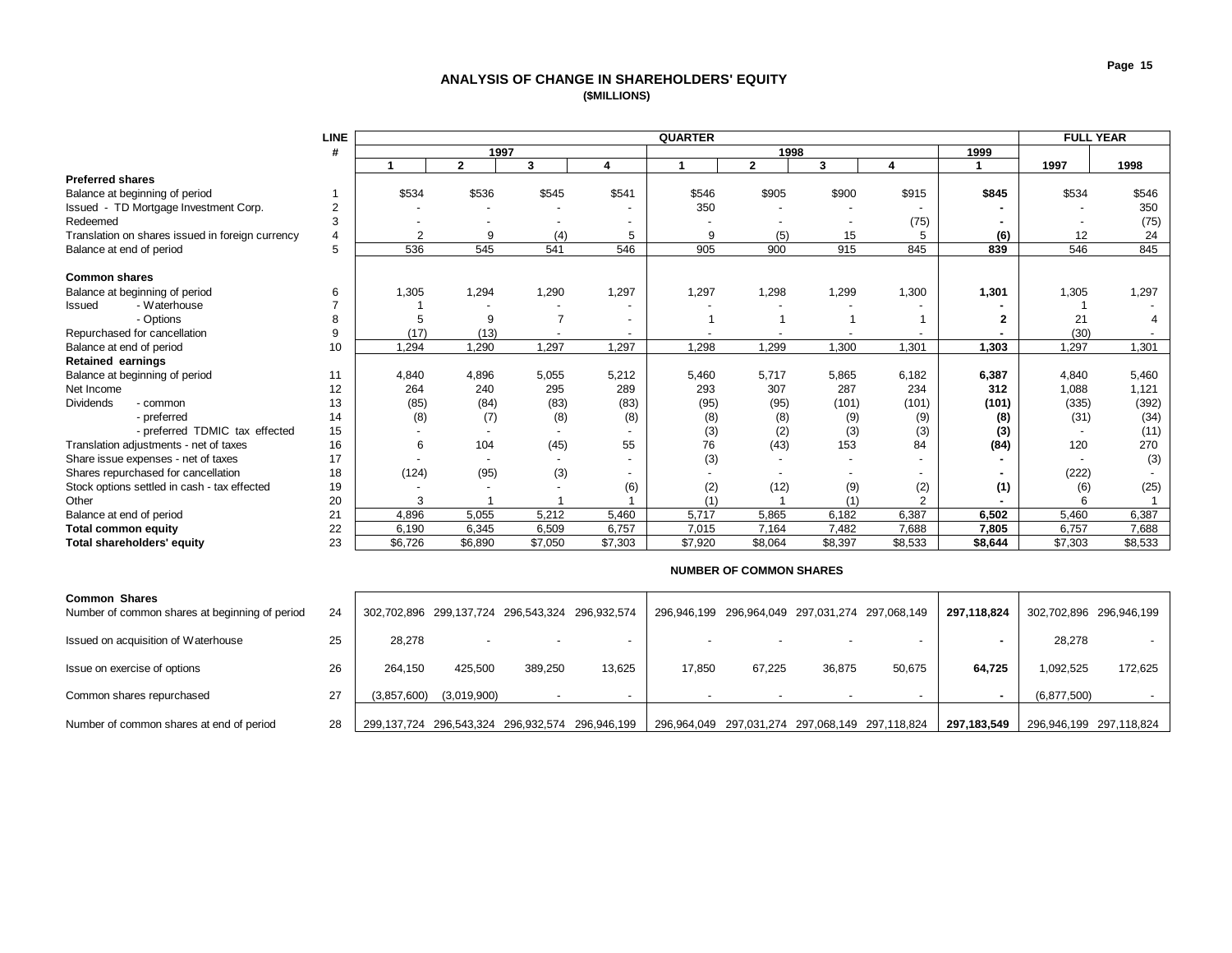# ANALYSIS OF CHANGE IN SHAREHOLDERS' EQUITY

**($MILLIONS)**

| | LINE # | QUARTER 1997 1 | 2 | 3 | 4 | 1998 1 | 2 | 3 | 4 | 1999 1 | FULL YEAR 1997 | 1998 |
|---|---|---|---|---|---|---|---|---|---|---|---|---|
| **Preferred shares** | | | | | | | | | | | | |
| Balance at beginning of period | 1 | $534 | $536 | $545 | $541 | $546 | $905 | $900 | $915 | **$845** | $534 | $546 |
| Issued - TD Mortgage Investment Corp. | 2 | - | - | - | - | 350 | - | - | - | **-** | - | 350 |
| Redeemed | 3 | - | - | - | - | - | - | - | (75) | **-** | - | (75) |
| Translation on shares issued in foreign currency | 4 | 2 | 9 | (4) | 5 | 9 | (5) | 15 | 5 | **(6)** | 12 | 24 |
| Balance at end of period | 5 | 536 | 545 | 541 | 546 | 905 | 900 | 915 | 845 | **839** | 546 | 845 |
| **Common shares** | | | | | | | | | | | | |
| Balance at beginning of period | 6 | 1,305 | 1,294 | 1,290 | 1,297 | 1,297 | 1,298 | 1,299 | 1,300 | **1,301** | 1,305 | 1,297 |
| Issued - Waterhouse | 7 | 1 | - | - | - | - | - | - | - | **-** | 1 | - |
| - Options | 8 | 5 | 9 | 7 | - | 1 | 1 | 1 | 1 | **2** | 21 | 4 |
| Repurchased for cancellation | 9 | (17) | (13) | - | - | - | - | - | - | **-** | (30) | - |
| Balance at end of period | 10 | 1,294 | 1,290 | 1,297 | 1,297 | 1,298 | 1,299 | 1,300 | 1,301 | **1,303** | 1,297 | 1,301 |
| **Retained earnings** | | | | | | | | | | | | |
| Balance at beginning of period | 11 | 4,840 | 4,896 | 5,055 | 5,212 | 5,460 | 5,717 | 5,865 | 6,182 | **6,387** | 4,840 | 5,460 |
| Net Income | 12 | 264 | 240 | 295 | 289 | 293 | 307 | 287 | 234 | **312** | 1,088 | 1,121 |
| Dividends - common | 13 | (85) | (84) | (83) | (83) | (95) | (95) | (101) | (101) | **(101)** | (335) | (392) |
| - preferred | 14 | (8) | (7) | (8) | (8) | (8) | (8) | (9) | (9) | **(8)** | (31) | (34) |
| - preferred TDMIC tax effected | 15 | - | - | - | - | (3) | (2) | (3) | (3) | **(3)** | - | (11) |
| Translation adjustments - net of taxes | 16 | 6 | 104 | (45) | 55 | 76 | (43) | 153 | 84 | **(84)** | 120 | 270 |
| Share issue expenses - net of taxes | 17 | - | - | - | - | (3) | - | - | - | **-** | - | (3) |
| Shares repurchased for cancellation | 18 | (124) | (95) | (3) | - | - | - | - | - | **-** | (222) | - |
| Stock options settled in cash - tax effected | 19 | - | - | - | (6) | (2) | (12) | (9) | (2) | **(1)** | (6) | (25) |
| Other | 20 | 3 | 1 | 1 | 1 | (1) | 1 | (1) | 2 | **-** | 6 | 1 |
| Balance at end of period | 21 | 4,896 | 5,055 | 5,212 | 5,460 | 5,717 | 5,865 | 6,182 | 6,387 | **6,502** | 5,460 | 6,387 |
| **Total common equity** | 22 | 6,190 | 6,345 | 6,509 | 6,757 | 7,015 | 7,164 | 7,482 | 7,688 | **7,805** | 6,757 | 7,688 |
| **Total shareholders' equity** | 23 | $6,726 | $6,890 | $7,050 | $7,303 | $7,920 | $8,064 | $8,397 | $8,533 | **$8,644** | $7,303 | $8,533 |

**NUMBER OF COMMON SHARES**

| | LINE # | 1997 1 | 2 | 3 | 4 | 1998 1 | 2 | 3 | 4 | 1999 1 | FULL YEAR 1997 | 1998 |
|---|---|---|---|---|---|---|---|---|---|---|---|---|
| **Common Shares** | | | | | | | | | | | | |
| Number of common shares at beginning of period | 24 | 302,702,896 | 299,137,724 | 296,543,324 | 296,932,574 | 296,946,199 | 296,964,049 | 297,031,274 | 297,068,149 | **297,118,824** | 302,702,896 | 296,946,199 |
| Issued on acquisition of Waterhouse | 25 | 28,278 | - | - | - | - | - | - | - | **-** | 28,278 | - |
| Issue on exercise of options | 26 | 264,150 | 425,500 | 389,250 | 13,625 | 17,850 | 67,225 | 36,875 | 50,675 | **64,725** | 1,092,525 | 172,625 |
| Common shares repurchased | 27 | (3,857,600) | (3,019,900) | - | - | - | - | - | - | **-** | (6,877,500) | - |
| Number of common shares at end of period | 28 | 299,137,724 | 296,543,324 | 296,932,574 | 296,946,199 | 296,964,049 | 297,031,274 | 297,068,149 | 297,118,824 | **297,183,549** | 296,946,199 | 297,118,824 |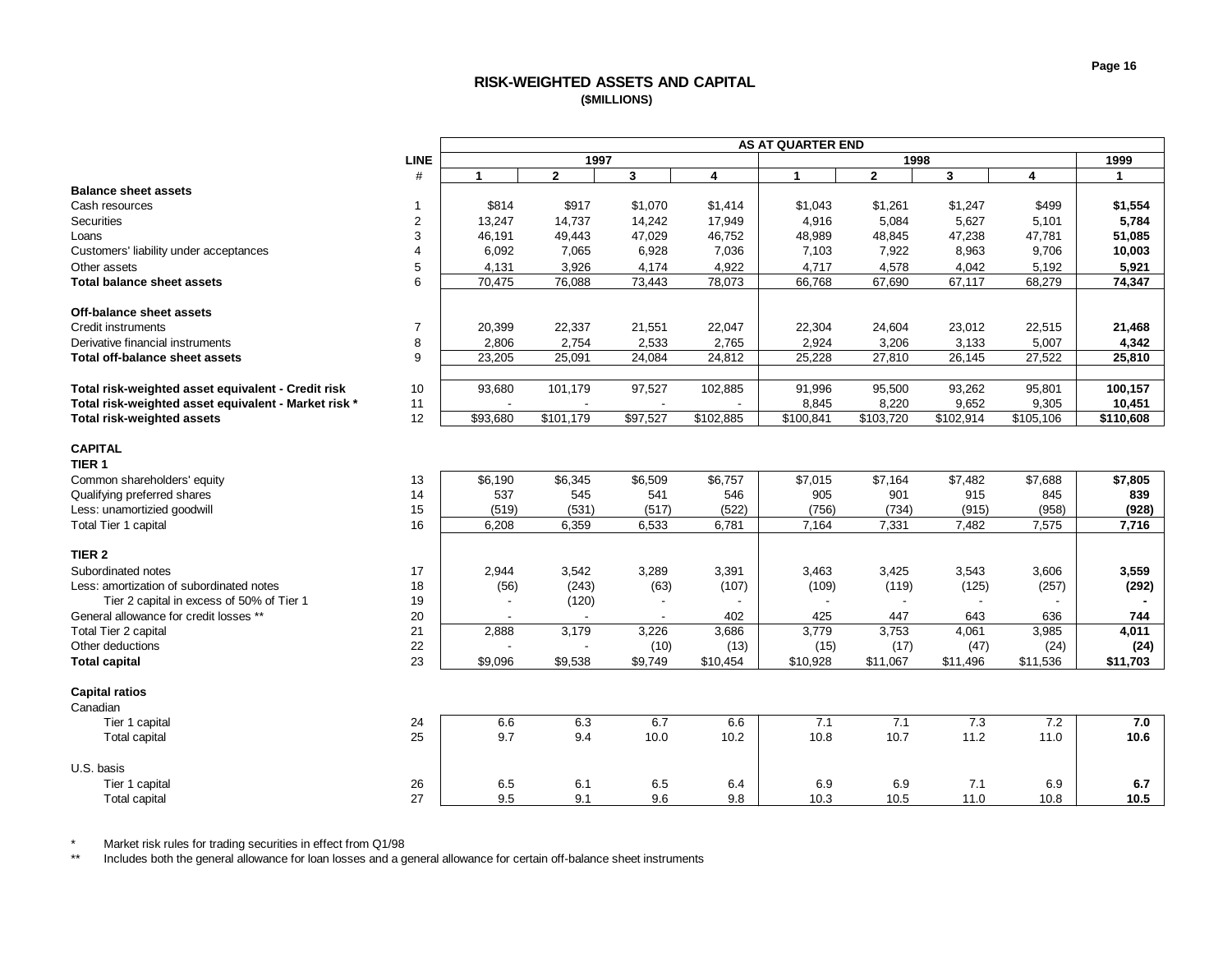## RISK-WEIGHTED ASSETS AND CAPITAL
**($MILLIONS)**

| | LINE | AS AT QUARTER END | | | | | | | | |
|---|---|---|---|---|---|---|---|---|---|---|
| | | 1997 | | | | 1998 | | | | 1999 |
| | # | 1 | 2 | 3 | 4 | 1 | 2 | 3 | 4 | 1 |
| **Balance sheet assets** | | | | | | | | | | |
| Cash resources | 1 | $814 | $917 | $1,070 | $1,414 | $1,043 | $1,261 | $1,247 | $499 | **$1,554** |
| Securities | 2 | 13,247 | 14,737 | 14,242 | 17,949 | 4,916 | 5,084 | 5,627 | 5,101 | **5,784** |
| Loans | 3 | 46,191 | 49,443 | 47,029 | 46,752 | 48,989 | 48,845 | 47,238 | 47,781 | **51,085** |
| Customers' liability under acceptances | 4 | 6,092 | 7,065 | 6,928 | 7,036 | 7,103 | 7,922 | 8,963 | 9,706 | **10,003** |
| Other assets | 5 | 4,131 | 3,926 | 4,174 | 4,922 | 4,717 | 4,578 | 4,042 | 5,192 | **5,921** |
| **Total balance sheet assets** | 6 | 70,475 | 76,088 | 73,443 | 78,073 | 66,768 | 67,690 | 67,117 | 68,279 | **74,347** |
| **Off-balance sheet assets** | | | | | | | | | | |
| Credit instruments | 7 | 20,399 | 22,337 | 21,551 | 22,047 | 22,304 | 24,604 | 23,012 | 22,515 | **21,468** |
| Derivative financial instruments | 8 | 2,806 | 2,754 | 2,533 | 2,765 | 2,924 | 3,206 | 3,133 | 5,007 | **4,342** |
| **Total off-balance sheet assets** | 9 | 23,205 | 25,091 | 24,084 | 24,812 | 25,228 | 27,810 | 26,145 | 27,522 | **25,810** |
| **Total risk-weighted asset equivalent - Credit risk** | 10 | 93,680 | 101,179 | 97,527 | 102,885 | 91,996 | 95,500 | 93,262 | 95,801 | **100,157** |
| **Total risk-weighted asset equivalent - Market risk *** | 11 | - | - | - | - | 8,845 | 8,220 | 9,652 | 9,305 | **10,451** |
| **Total risk-weighted assets** | 12 | $93,680 | $101,179 | $97,527 | $102,885 | $100,841 | $103,720 | $102,914 | $105,106 | **$110,608** |
| **CAPITAL** | | | | | | | | | | |
| **TIER 1** | | | | | | | | | | |
| Common shareholders' equity | 13 | $6,190 | $6,345 | $6,509 | $6,757 | $7,015 | $7,164 | $7,482 | $7,688 | **$7,805** |
| Qualifying preferred shares | 14 | 537 | 545 | 541 | 546 | 905 | 901 | 915 | 845 | **839** |
| Less: unamortizied goodwill | 15 | (519) | (531) | (517) | (522) | (756) | (734) | (915) | (958) | **(928)** |
| Total Tier 1 capital | 16 | 6,208 | 6,359 | 6,533 | 6,781 | 7,164 | 7,331 | 7,482 | 7,575 | **7,716** |
| **TIER 2** | | | | | | | | | | |
| Subordinated notes | 17 | 2,944 | 3,542 | 3,289 | 3,391 | 3,463 | 3,425 | 3,543 | 3,606 | **3,559** |
| Less: amortization of subordinated notes | 18 | (56) | (243) | (63) | (107) | (109) | (119) | (125) | (257) | **(292)** |
| Tier 2 capital in excess of 50% of Tier 1 | 19 | - | (120) | - | - | - | - | - | - | **-** |
| General allowance for credit losses ** | 20 | - | - | - | 402 | 425 | 447 | 643 | 636 | **744** |
| Total Tier 2 capital | 21 | 2,888 | 3,179 | 3,226 | 3,686 | 3,779 | 3,753 | 4,061 | 3,985 | **4,011** |
| Other deductions | 22 | - | - | (10) | (13) | (15) | (17) | (47) | (24) | **(24)** |
| **Total capital** | 23 | $9,096 | $9,538 | $9,749 | $10,454 | $10,928 | $11,067 | $11,496 | $11,536 | **$11,703** |
| **Capital ratios** | | | | | | | | | | |
| Canadian | | | | | | | | | | |
| Tier 1 capital | 24 | 6.6 | 6.3 | 6.7 | 6.6 | 7.1 | 7.1 | 7.3 | 7.2 | **7.0** |
| Total capital | 25 | 9.7 | 9.4 | 10.0 | 10.2 | 10.8 | 10.7 | 11.2 | 11.0 | **10.6** |
| U.S. basis | | | | | | | | | | |
| Tier 1 capital | 26 | 6.5 | 6.1 | 6.5 | 6.4 | 6.9 | 6.9 | 7.1 | 6.9 | **6.7** |
| Total capital | 27 | 9.5 | 9.1 | 9.6 | 9.8 | 10.3 | 10.5 | 11.0 | 10.8 | **10.5** |

\* Market risk rules for trading securities in effect from Q1/98

\*\* Includes both the general allowance for loan losses and a general allowance for certain off-balance sheet instruments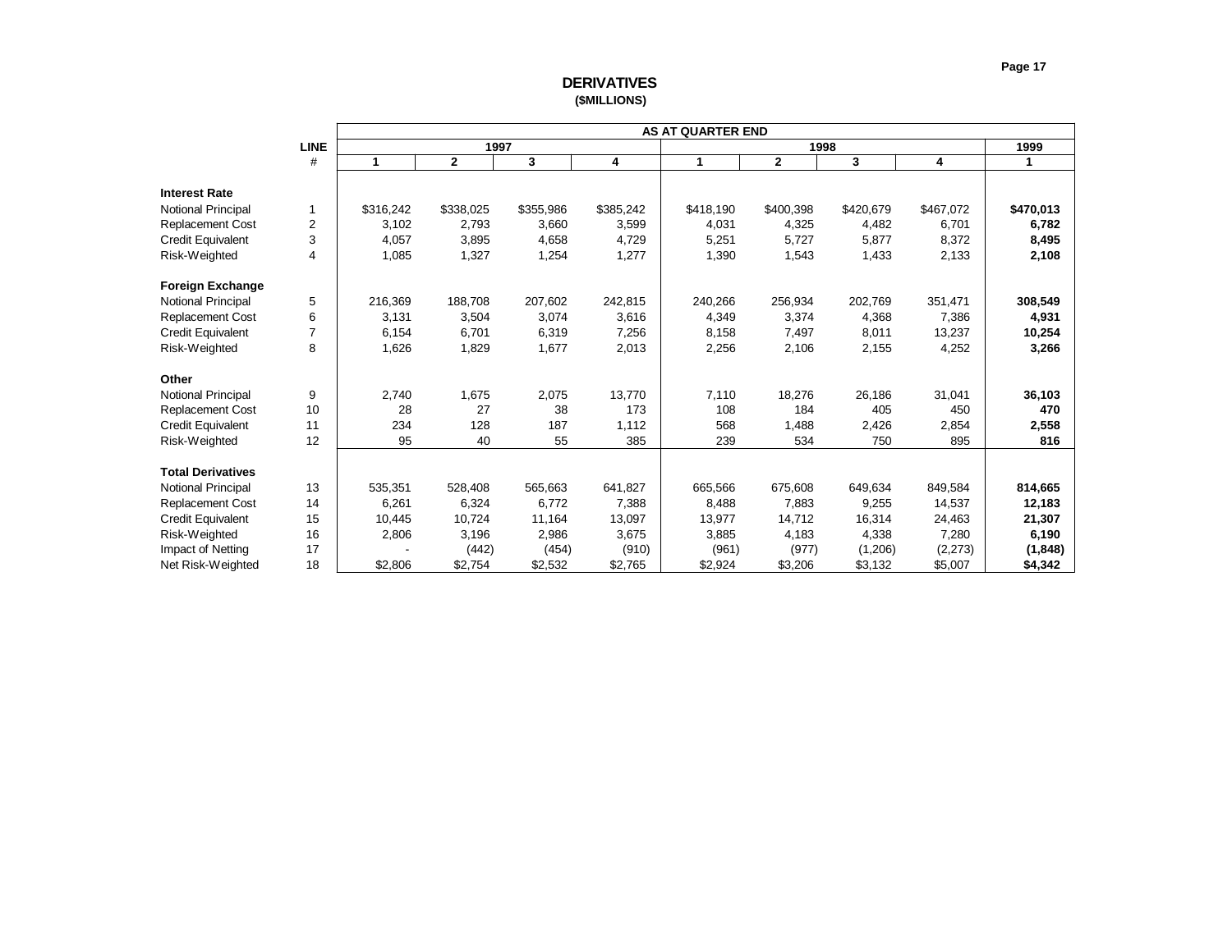# DERIVATIVES

**(\$MILLIONS)**

| | LINE | AS AT QUARTER END | | | | | | | | |
|---|---|---|---|---|---|---|---|---|---|---|
| | | 1997 | | | | 1998 | | | | 1999 |
| | # | 1 | 2 | 3 | 4 | 1 | 2 | 3 | 4 | 1 |
| **Interest Rate** | | | | | | | | | | |
| Notional Principal | 1 | $316,242 | $338,025 | $355,986 | $385,242 | $418,190 | $400,398 | $420,679 | $467,072 | **$470,013** |
| Replacement Cost | 2 | 3,102 | 2,793 | 3,660 | 3,599 | 4,031 | 4,325 | 4,482 | 6,701 | **6,782** |
| Credit Equivalent | 3 | 4,057 | 3,895 | 4,658 | 4,729 | 5,251 | 5,727 | 5,877 | 8,372 | **8,495** |
| Risk-Weighted | 4 | 1,085 | 1,327 | 1,254 | 1,277 | 1,390 | 1,543 | 1,433 | 2,133 | **2,108** |
| **Foreign Exchange** | | | | | | | | | | |
| Notional Principal | 5 | 216,369 | 188,708 | 207,602 | 242,815 | 240,266 | 256,934 | 202,769 | 351,471 | **308,549** |
| Replacement Cost | 6 | 3,131 | 3,504 | 3,074 | 3,616 | 4,349 | 3,374 | 4,368 | 7,386 | **4,931** |
| Credit Equivalent | 7 | 6,154 | 6,701 | 6,319 | 7,256 | 8,158 | 7,497 | 8,011 | 13,237 | **10,254** |
| Risk-Weighted | 8 | 1,626 | 1,829 | 1,677 | 2,013 | 2,256 | 2,106 | 2,155 | 4,252 | **3,266** |
| **Other** | | | | | | | | | | |
| Notional Principal | 9 | 2,740 | 1,675 | 2,075 | 13,770 | 7,110 | 18,276 | 26,186 | 31,041 | **36,103** |
| Replacement Cost | 10 | 28 | 27 | 38 | 173 | 108 | 184 | 405 | 450 | **470** |
| Credit Equivalent | 11 | 234 | 128 | 187 | 1,112 | 568 | 1,488 | 2,426 | 2,854 | **2,558** |
| Risk-Weighted | 12 | 95 | 40 | 55 | 385 | 239 | 534 | 750 | 895 | **816** |
| **Total Derivatives** | | | | | | | | | | |
| Notional Principal | 13 | 535,351 | 528,408 | 565,663 | 641,827 | 665,566 | 675,608 | 649,634 | 849,584 | **814,665** |
| Replacement Cost | 14 | 6,261 | 6,324 | 6,772 | 7,388 | 8,488 | 7,883 | 9,255 | 14,537 | **12,183** |
| Credit Equivalent | 15 | 10,445 | 10,724 | 11,164 | 13,097 | 13,977 | 14,712 | 16,314 | 24,463 | **21,307** |
| Risk-Weighted | 16 | 2,806 | 3,196 | 2,986 | 3,675 | 3,885 | 4,183 | 4,338 | 7,280 | **6,190** |
| Impact of Netting | 17 | - | (442) | (454) | (910) | (961) | (977) | (1,206) | (2,273) | **(1,848)** |
| Net Risk-Weighted | 18 | $2,806 | $2,754 | $2,532 | $2,765 | $2,924 | $3,206 | $3,132 | $5,007 | **$4,342** |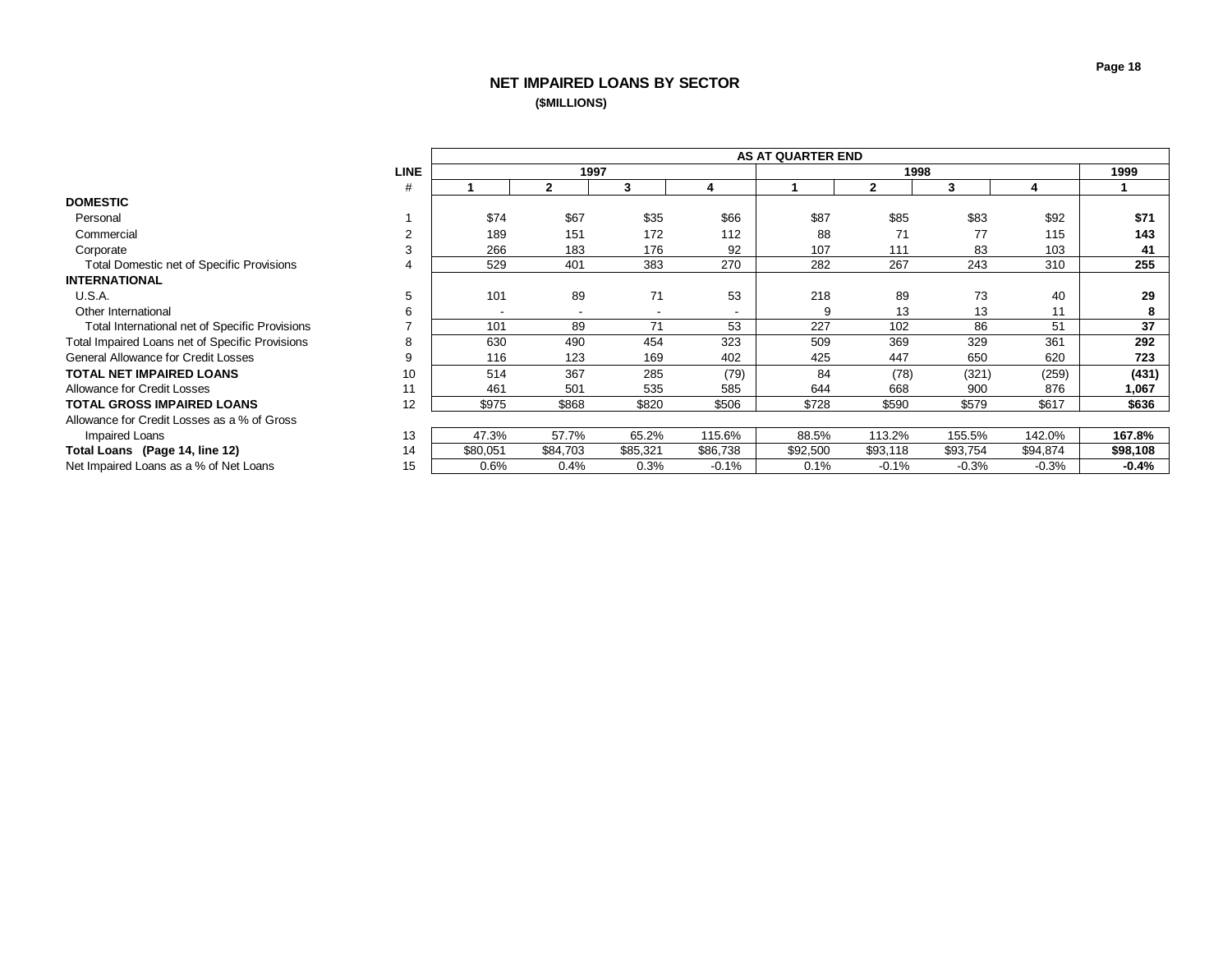# NET IMPAIRED LOANS BY SECTOR

**($MILLIONS)**

| | LINE | AS AT QUARTER END | | | | | | | | |
|---|---|---|---|---|---|---|---|---|---|---|
| | | 1997 | | | | 1998 | | | | 1999 |
| | # | 1 | 2 | 3 | 4 | 1 | 2 | 3 | 4 | 1 |
| **DOMESTIC** | | | | | | | | | | |
| Personal | 1 | $74 | $67 | $35 | $66 | $87 | $85 | $83 | $92 | **$71** |
| Commercial | 2 | 189 | 151 | 172 | 112 | 88 | 71 | 77 | 115 | **143** |
| Corporate | 3 | 266 | 183 | 176 | 92 | 107 | 111 | 83 | 103 | **41** |
| Total Domestic net of Specific Provisions | 4 | 529 | 401 | 383 | 270 | 282 | 267 | 243 | 310 | **255** |
| **INTERNATIONAL** | | | | | | | | | | |
| U.S.A. | 5 | 101 | 89 | 71 | 53 | 218 | 89 | 73 | 40 | **29** |
| Other International | 6 | - | - | - | - | 9 | 13 | 13 | 11 | **8** |
| Total International net of Specific Provisions | 7 | 101 | 89 | 71 | 53 | 227 | 102 | 86 | 51 | **37** |
| Total Impaired Loans net of Specific Provisions | 8 | 630 | 490 | 454 | 323 | 509 | 369 | 329 | 361 | **292** |
| General Allowance for Credit Losses | 9 | 116 | 123 | 169 | 402 | 425 | 447 | 650 | 620 | **723** |
| **TOTAL NET IMPAIRED LOANS** | 10 | 514 | 367 | 285 | (79) | 84 | (78) | (321) | (259) | **(431)** |
| Allowance for Credit Losses | 11 | 461 | 501 | 535 | 585 | 644 | 668 | 900 | 876 | **1,067** |
| **TOTAL GROSS IMPAIRED LOANS** | 12 | $975 | $868 | $820 | $506 | $728 | $590 | $579 | $617 | **$636** |
| Allowance for Credit Losses as a % of Gross Impaired Loans | 13 | 47.3% | 57.7% | 65.2% | 115.6% | 88.5% | 113.2% | 155.5% | 142.0% | **167.8%** |
| **Total Loans (Page 14, line 12)** | 14 | $80,051 | $84,703 | $85,321 | $86,738 | $92,500 | $93,118 | $93,754 | $94,874 | **$98,108** |
| Net Impaired Loans as a % of Net Loans | 15 | 0.6% | 0.4% | 0.3% | -0.1% | 0.1% | -0.1% | -0.3% | -0.3% | **-0.4%** |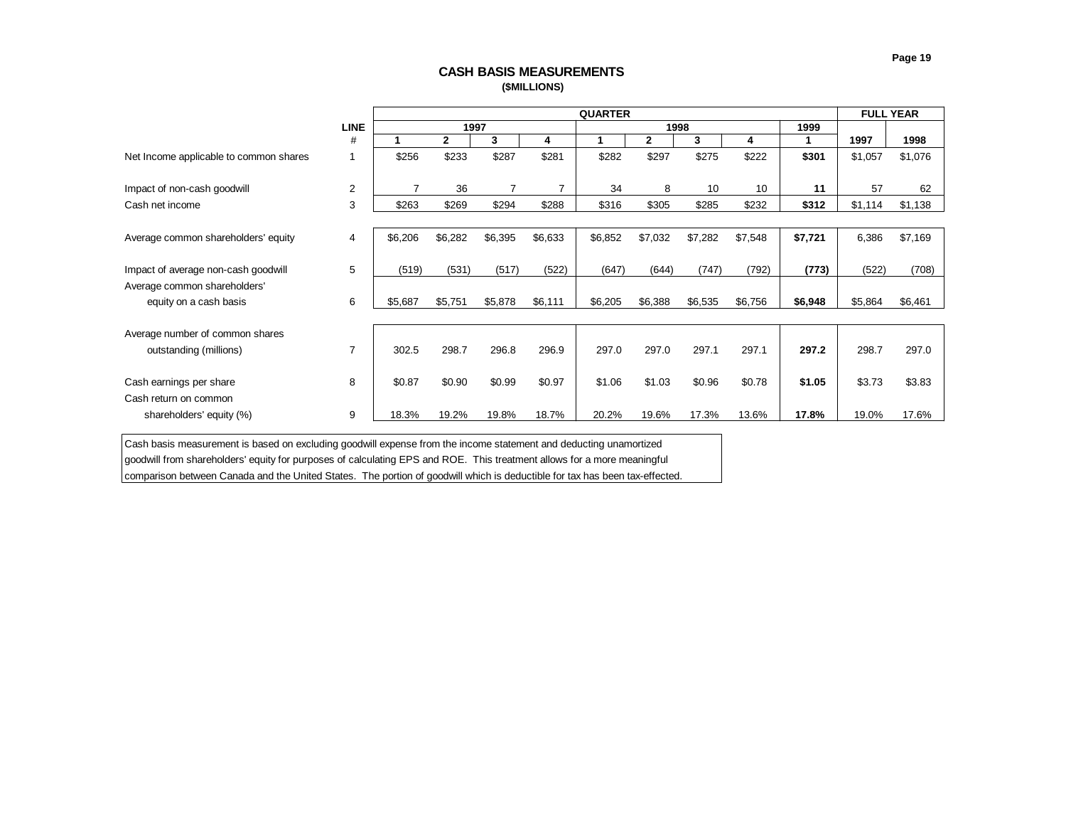# CASH BASIS MEASUREMENTS

**($MILLIONS)**

| | LINE # | QUARTER 1997 Q1 | 1997 Q2 | 1997 Q3 | 1997 Q4 | 1998 Q1 | 1998 Q2 | 1998 Q3 | 1998 Q4 | 1999 Q1 | FULL YEAR 1997 | FULL YEAR 1998 |
|---|---|---|---|---|---|---|---|---|---|---|---|---|
| Net Income applicable to common shares | 1 | $256 | $233 | $287 | $281 | $282 | $297 | $275 | $222 | **$301** | $1,057 | $1,076 |
| Impact of non-cash goodwill | 2 | 7 | 36 | 7 | 7 | 34 | 8 | 10 | 10 | **11** | 57 | 62 |
| Cash net income | 3 | $263 | $269 | $294 | $288 | $316 | $305 | $285 | $232 | **$312** | $1,114 | $1,138 |
| Average common shareholders' equity | 4 | $6,206 | $6,282 | $6,395 | $6,633 | $6,852 | $7,032 | $7,282 | $7,548 | **$7,721** | 6,386 | $7,169 |
| Impact of average non-cash goodwill | 5 | (519) | (531) | (517) | (522) | (647) | (644) | (747) | (792) | **(773)** | (522) | (708) |
| Average common shareholders' equity on a cash basis | 6 | $5,687 | $5,751 | $5,878 | $6,111 | $6,205 | $6,388 | $6,535 | $6,756 | **$6,948** | $5,864 | $6,461 |
| Average number of common shares outstanding (millions) | 7 | 302.5 | 298.7 | 296.8 | 296.9 | 297.0 | 297.0 | 297.1 | 297.1 | **297.2** | 298.7 | 297.0 |
| Cash earnings per share | 8 | $0.87 | $0.90 | $0.99 | $0.97 | $1.06 | $1.03 | $0.96 | $0.78 | **$1.05** | $3.73 | $3.83 |
| Cash return on common shareholders' equity (%) | 9 | 18.3% | 19.2% | 19.8% | 18.7% | 20.2% | 19.6% | 17.3% | 13.6% | **17.8%** | 19.0% | 17.6% |

Cash basis measurement is based on excluding goodwill expense from the income statement and deducting unamortized goodwill from shareholders' equity for purposes of calculating EPS and ROE. This treatment allows for a more meaningful comparison between Canada and the United States. The portion of goodwill which is deductible for tax has been tax-effected.